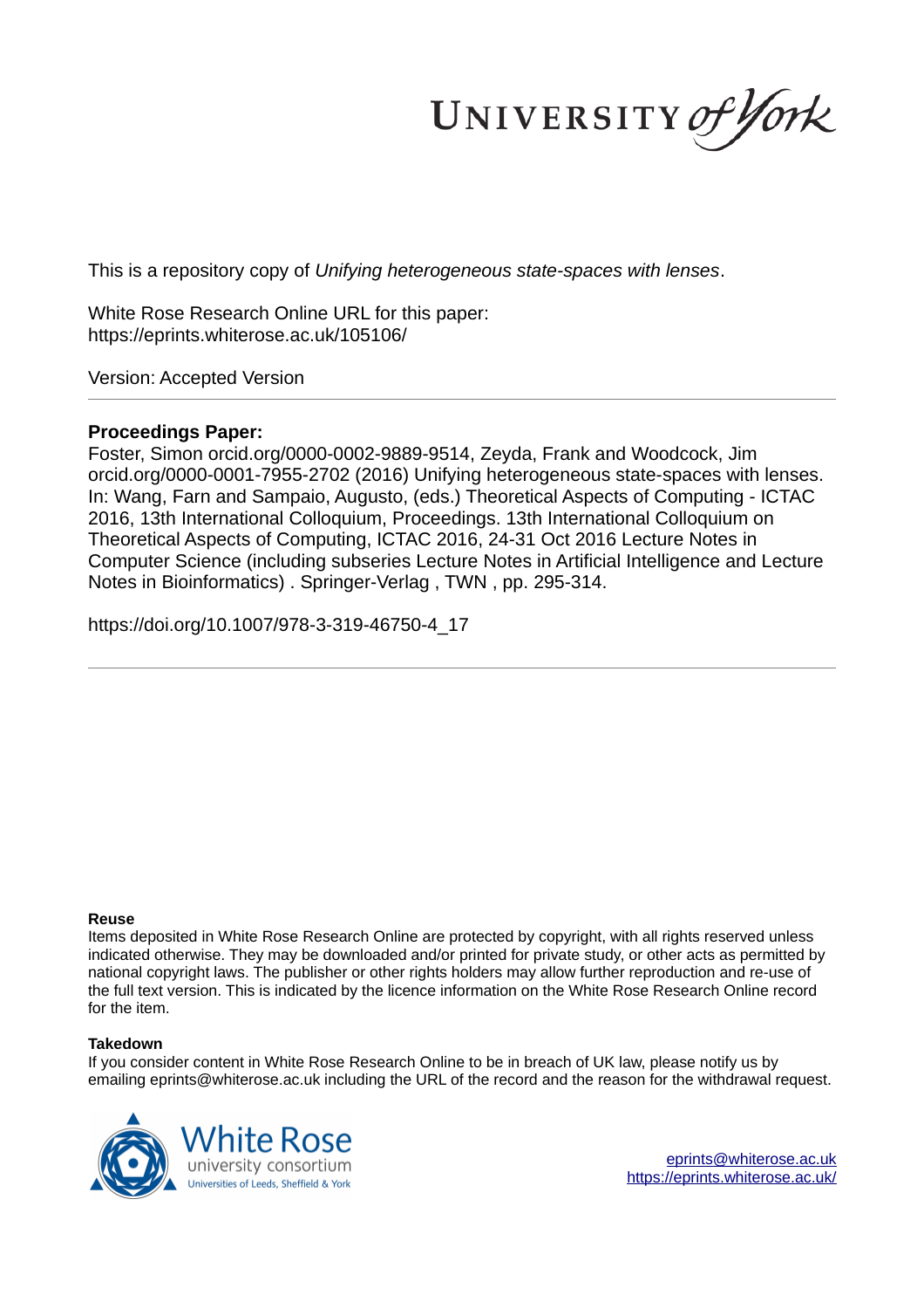UNIVERSITY of York

This is a repository copy of *Unifying heterogeneous state-spaces with lenses*.

White Rose Research Online URL for this paper:
https://eprints.whiterose.ac.uk/105106/

Version: Accepted Version

---

**Proceedings Paper:**

Foster, Simon orcid.org/0000-0002-9889-9514, Zeyda, Frank and Woodcock, Jim orcid.org/0000-0001-7955-2702 (2016) Unifying heterogeneous state-spaces with lenses. In: Wang, Farn and Sampaio, Augusto, (eds.) Theoretical Aspects of Computing - ICTAC 2016, 13th International Colloquium, Proceedings. 13th International Colloquium on Theoretical Aspects of Computing, ICTAC 2016, 24-31 Oct 2016 Lecture Notes in Computer Science (including subseries Lecture Notes in Artificial Intelligence and Lecture Notes in Bioinformatics) . Springer-Verlag , TWN , pp. 295-314.

https://doi.org/10.1007/978-3-319-46750-4_17

---

**Reuse**

Items deposited in White Rose Research Online are protected by copyright, with all rights reserved unless indicated otherwise. They may be downloaded and/or printed for private study, or other acts as permitted by national copyright laws. The publisher or other rights holders may allow further reproduction and re-use of the full text version. This is indicated by the licence information on the White Rose Research Online record for the item.

**Takedown**

If you consider content in White Rose Research Online to be in breach of UK law, please notify us by emailing eprints@whiterose.ac.uk including the URL of the record and the reason for the withdrawal request.

White Rose university consortium
Universities of Leeds, Sheffield & York

eprints@whiterose.ac.uk
https://eprints.whiterose.ac.uk/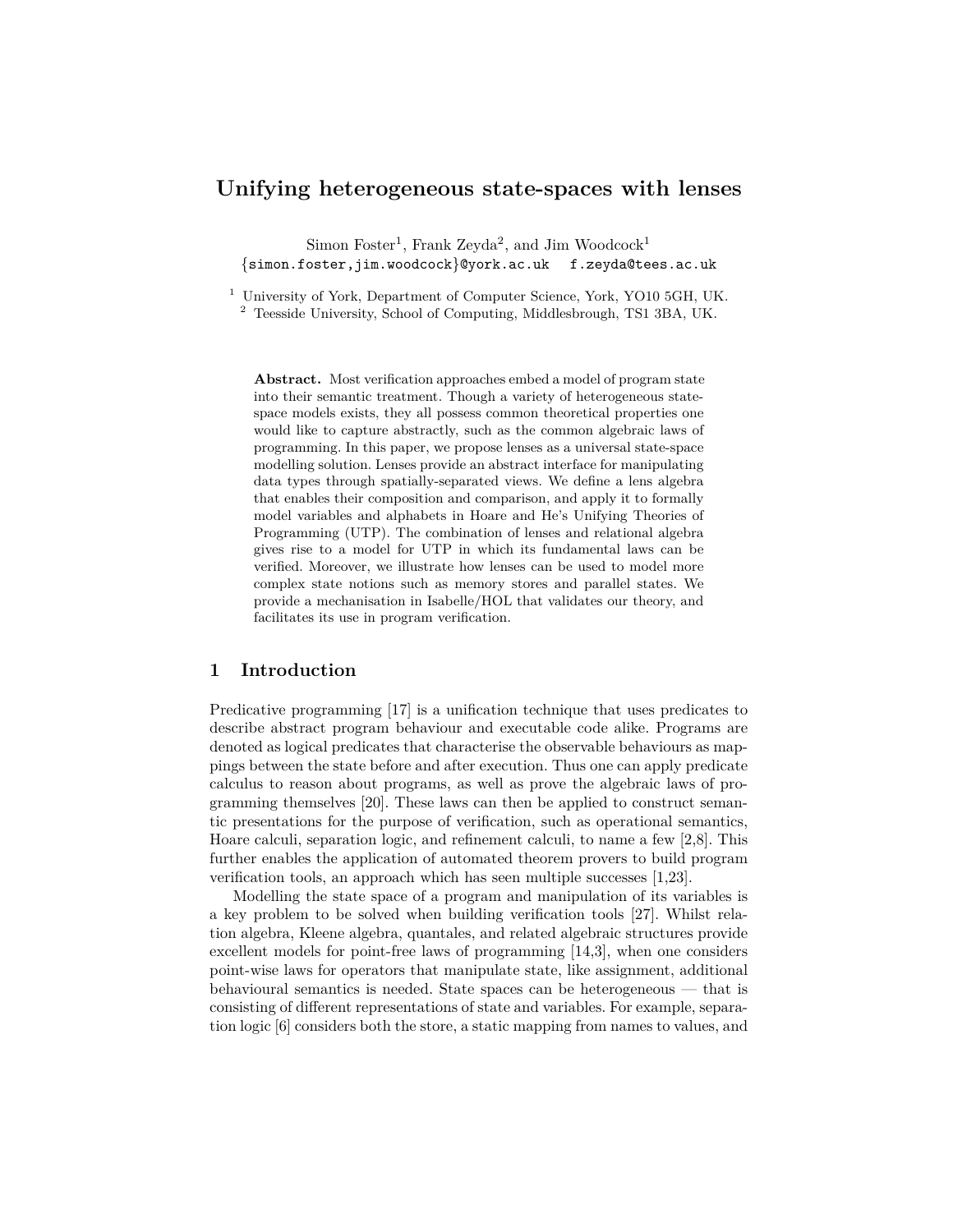# Unifying heterogeneous state-spaces with lenses

Simon Foster[1], Frank Zeyda[2], and Jim Woodcock[1]
{simon.foster,jim.woodcock}@york.ac.uk   f.zeyda@tees.ac.uk

[1] University of York, Department of Computer Science, York, YO10 5GH, UK.
[2] Teesside University, School of Computing, Middlesbrough, TS1 3BA, UK.

**Abstract.** Most verification approaches embed a model of program state into their semantic treatment. Though a variety of heterogeneous state-space models exists, they all possess common theoretical properties one would like to capture abstractly, such as the common algebraic laws of programming. In this paper, we propose lenses as a universal state-space modelling solution. Lenses provide an abstract interface for manipulating data types through spatially-separated views. We define a lens algebra that enables their composition and comparison, and apply it to formally model variables and alphabets in Hoare and He's Unifying Theories of Programming (UTP). The combination of lenses and relational algebra gives rise to a model for UTP in which its fundamental laws can be verified. Moreover, we illustrate how lenses can be used to model more complex state notions such as memory stores and parallel states. We provide a mechanisation in Isabelle/HOL that validates our theory, and facilitates its use in program verification.

## 1 Introduction

Predicative programming [17] is a unification technique that uses predicates to describe abstract program behaviour and executable code alike. Programs are denoted as logical predicates that characterise the observable behaviours as mappings between the state before and after execution. Thus one can apply predicate calculus to reason about programs, as well as prove the algebraic laws of programming themselves [20]. These laws can then be applied to construct semantic presentations for the purpose of verification, such as operational semantics, Hoare calculi, separation logic, and refinement calculi, to name a few [2,8]. This further enables the application of automated theorem provers to build program verification tools, an approach which has seen multiple successes [1,23].

Modelling the state space of a program and manipulation of its variables is a key problem to be solved when building verification tools [27]. Whilst relation algebra, Kleene algebra, quantales, and related algebraic structures provide excellent models for point-free laws of programming [14,3], when one considers point-wise laws for operators that manipulate state, like assignment, additional behavioural semantics is needed. State spaces can be heterogeneous — that is consisting of different representations of state and variables. For example, separation logic [6] considers both the store, a static mapping from names to values, and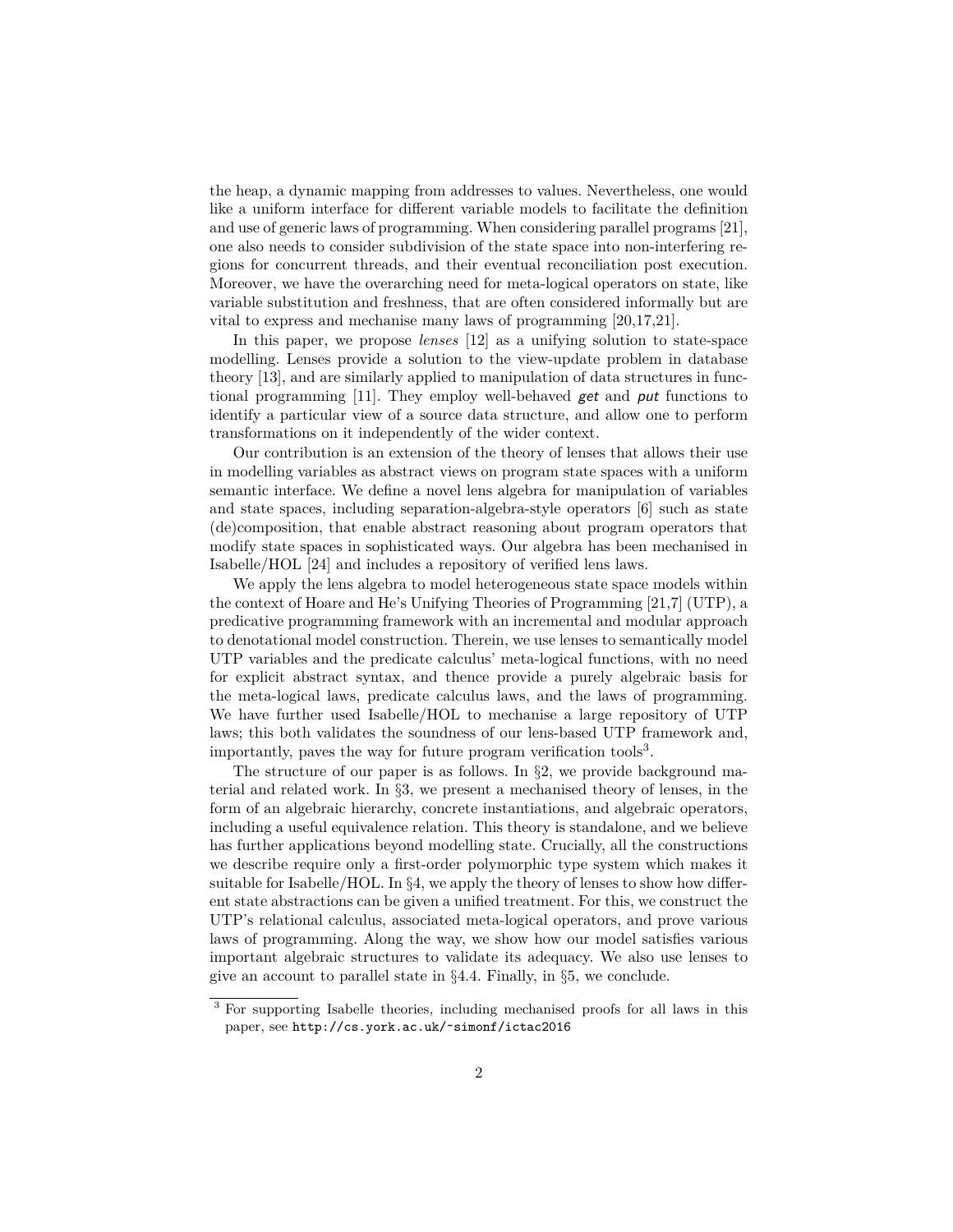the heap, a dynamic mapping from addresses to values. Nevertheless, one would like a uniform interface for different variable models to facilitate the definition and use of generic laws of programming. When considering parallel programs [21], one also needs to consider subdivision of the state space into non-interfering regions for concurrent threads, and their eventual reconciliation post execution. Moreover, we have the overarching need for meta-logical operators on state, like variable substitution and freshness, that are often considered informally but are vital to express and mechanise many laws of programming [20,17,21].

In this paper, we propose *lenses* [12] as a unifying solution to state-space modelling. Lenses provide a solution to the view-update problem in database theory [13], and are similarly applied to manipulation of data structures in functional programming [11]. They employ well-behaved ***get*** and ***put*** functions to identify a particular view of a source data structure, and allow one to perform transformations on it independently of the wider context.

Our contribution is an extension of the theory of lenses that allows their use in modelling variables as abstract views on program state spaces with a uniform semantic interface. We define a novel lens algebra for manipulation of variables and state spaces, including separation-algebra-style operators [6] such as state (de)composition, that enable abstract reasoning about program operators that modify state spaces in sophisticated ways. Our algebra has been mechanised in Isabelle/HOL [24] and includes a repository of verified lens laws.

We apply the lens algebra to model heterogeneous state space models within the context of Hoare and He's Unifying Theories of Programming [21,7] (UTP), a predicative programming framework with an incremental and modular approach to denotational model construction. Therein, we use lenses to semantically model UTP variables and the predicate calculus' meta-logical functions, with no need for explicit abstract syntax, and thence provide a purely algebraic basis for the meta-logical laws, predicate calculus laws, and the laws of programming. We have further used Isabelle/HOL to mechanise a large repository of UTP laws; this both validates the soundness of our lens-based UTP framework and, importantly, paves the way for future program verification tools[3].

The structure of our paper is as follows. In §2, we provide background material and related work. In §3, we present a mechanised theory of lenses, in the form of an algebraic hierarchy, concrete instantiations, and algebraic operators, including a useful equivalence relation. This theory is standalone, and we believe has further applications beyond modelling state. Crucially, all the constructions we describe require only a first-order polymorphic type system which makes it suitable for Isabelle/HOL. In §4, we apply the theory of lenses to show how different state abstractions can be given a unified treatment. For this, we construct the UTP's relational calculus, associated meta-logical operators, and prove various laws of programming. Along the way, we show how our model satisfies various important algebraic structures to validate its adequacy. We also use lenses to give an account to parallel state in §4.4. Finally, in §5, we conclude.

[3] For supporting Isabelle theories, including mechanised proofs for all laws in this paper, see `http://cs.york.ac.uk/~simonf/ictac2016`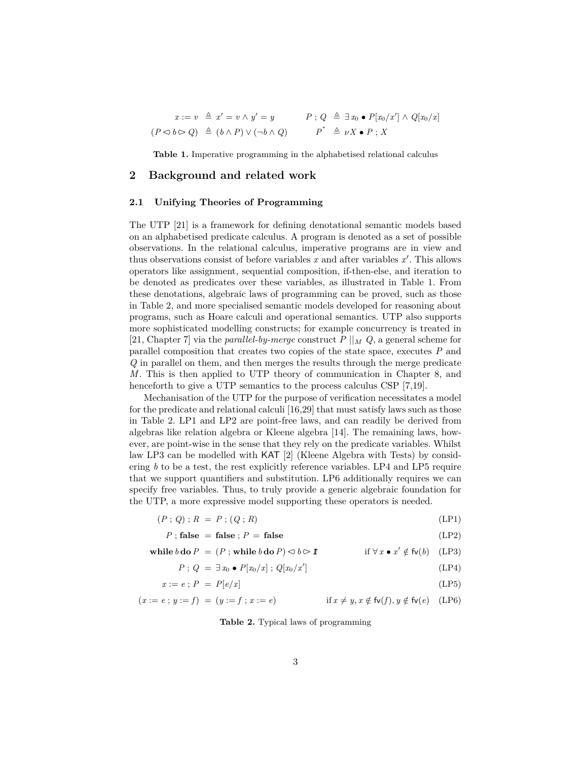$$
\begin{aligned}
x := v \;&\triangleq\; x' = v \wedge y' = y \qquad & P \,;\, Q \;&\triangleq\; \exists\, x_0 \bullet P[x_0/x'] \wedge Q[x_0/x] \\
(P \lhd b \rhd Q) \;&\triangleq\; (b \wedge P) \vee (\neg b \wedge Q) \qquad & P^{*} \;&\triangleq\; \nu X \bullet P \,;\, X
\end{aligned}
$$

**Table 1.** Imperative programming in the alphabetised relational calculus

## 2 Background and related work

### 2.1 Unifying Theories of Programming

The UTP [21] is a framework for defining denotational semantic models based on an alphabetised predicate calculus. A program is denoted as a set of possible observations. In the relational calculus, imperative programs are in view and thus observations consist of before variables $x$ and after variables $x'$. This allows operators like assignment, sequential composition, if-then-else, and iteration to be denoted as predicates over these variables, as illustrated in Table 1. From these denotations, algebraic laws of programming can be proved, such as those in Table 2, and more specialised semantic models developed for reasoning about programs, such as Hoare calculi and operational semantics. UTP also supports more sophisticated modelling constructs; for example concurrency is treated in [21, Chapter 7] via the *parallel-by-merge* construct $P \parallel_M Q$, a general scheme for parallel composition that creates two copies of the state space, executes $P$ and $Q$ in parallel on them, and then merges the results through the merge predicate $M$. This is then applied to UTP theory of communication in Chapter 8, and henceforth to give a UTP semantics to the process calculus CSP [7,19].

Mechanisation of the UTP for the purpose of verification necessitates a model for the predicate and relational calculi [16,29] that must satisfy laws such as those in Table 2. LP1 and LP2 are point-free laws, and can readily be derived from algebras like relation algebra or Kleene algebra [14]. The remaining laws, however, are point-wise in the sense that they rely on the predicate variables. Whilst law LP3 can be modelled with KAT [2] (Kleene Algebra with Tests) by considering $b$ to be a test, the rest explicitly reference variables. LP4 and LP5 require that we support quantifiers and substitution. LP6 additionally requires we can specify free variables. Thus, to truly provide a generic algebraic foundation for the UTP, a more expressive model supporting these operators is needed.

$$(P \,;\, Q) \,;\, R \;=\; P \,;\, (Q \,;\, R) \tag{LP1}$$

$$P \,;\, \mathbf{false} \;=\; \mathbf{false} \,;\, P \;=\; \mathbf{false} \tag{LP2}$$

$$\mathbf{while}\, b\, \mathbf{do}\, P \;=\; (P \,;\, \mathbf{while}\, b\, \mathbf{do}\, P) \lhd b \rhd \mathit{I\!I} \qquad \text{if } \forall\, x \bullet x' \notin \mathsf{fv}(b) \tag{LP3}$$

$$P \,;\, Q \;=\; \exists\, x_0 \bullet P[x_0/x] \,;\, Q[x_0/x'] \tag{LP4}$$

$$x := e \,;\, P \;=\; P[e/x] \tag{LP5}$$

$$(x := e \,;\, y := f) \;=\; (y := f \,;\, x := e) \qquad \text{if } x \neq y, x \notin \mathsf{fv}(f), y \notin \mathsf{fv}(e) \tag{LP6}$$

**Table 2.** Typical laws of programming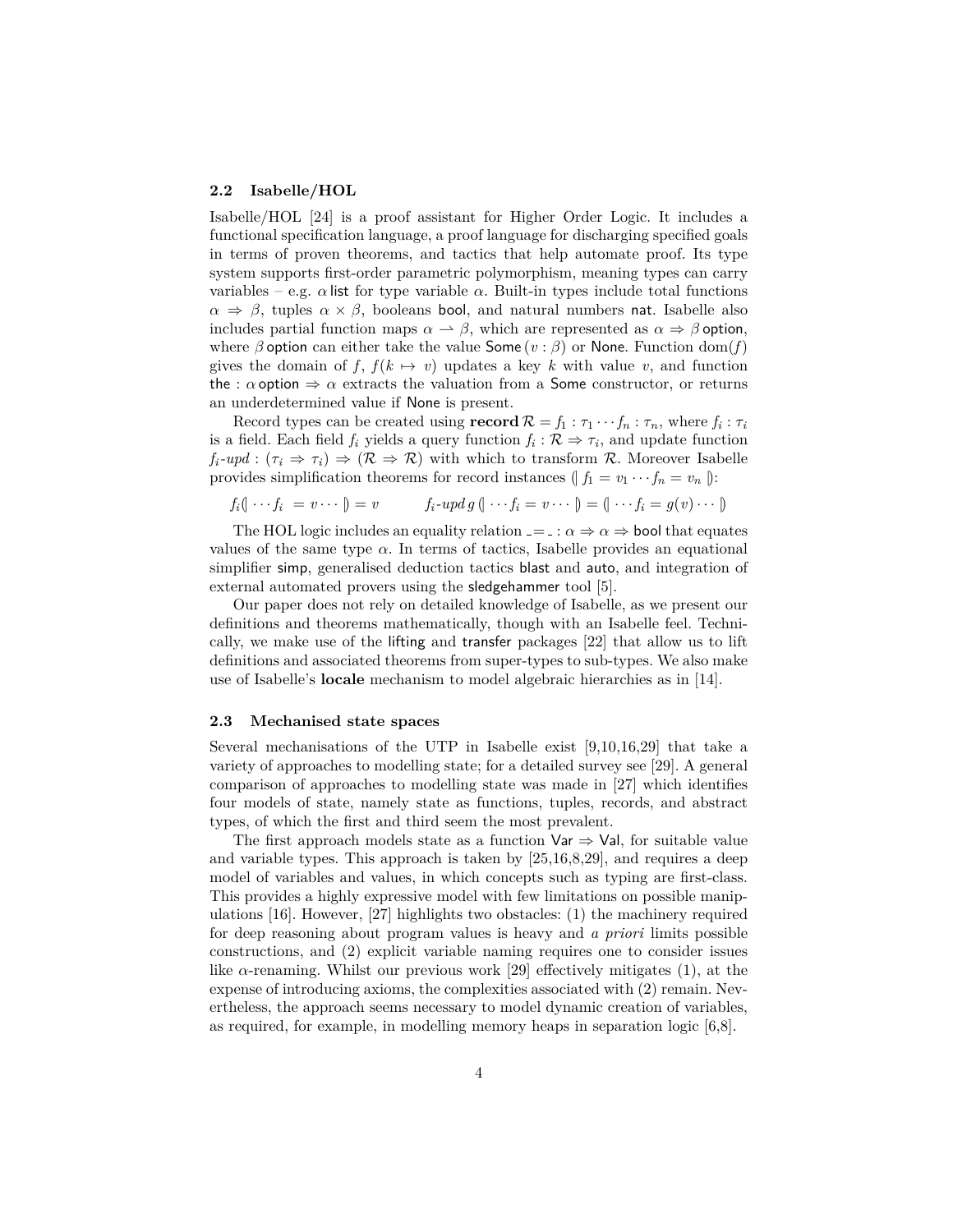### 2.2 Isabelle/HOL

Isabelle/HOL [24] is a proof assistant for Higher Order Logic. It includes a functional specification language, a proof language for discharging specified goals in terms of proven theorems, and tactics that help automate proof. Its type system supports first-order parametric polymorphism, meaning types can carry variables – e.g. $\alpha\,\mathsf{list}$ for type variable $\alpha$. Built-in types include total functions $\alpha \Rightarrow \beta$, tuples $\alpha \times \beta$, booleans $\mathsf{bool}$, and natural numbers $\mathsf{nat}$. Isabelle also includes partial function maps $\alpha \rightharpoonup \beta$, which are represented as $\alpha \Rightarrow \beta\,\mathsf{option}$, where $\beta\,\mathsf{option}$ can either take the value $\mathsf{Some}\,(v : \beta)$ or $\mathsf{None}$. Function $\mathrm{dom}(f)$ gives the domain of $f$, $f(k \mapsto v)$ updates a key $k$ with value $v$, and function $\mathsf{the} : \alpha\,\mathsf{option} \Rightarrow \alpha$ extracts the valuation from a $\mathsf{Some}$ constructor, or returns an underdetermined value if $\mathsf{None}$ is present.

Record types can be created using $\mathbf{record}\,\mathcal{R} = f_1 : \tau_1 \cdots f_n : \tau_n$, where $f_i : \tau_i$ is a field. Each field $f_i$ yields a query function $f_i : \mathcal{R} \Rightarrow \tau_i$, and update function $f_i\text{-}upd : (\tau_i \Rightarrow \tau_i) \Rightarrow (\mathcal{R} \Rightarrow \mathcal{R})$ with which to transform $\mathcal{R}$. Moreover Isabelle provides simplification theorems for record instances $(\!|\, f_1 = v_1 \cdots f_n = v_n \,|\!)$:

$$f_i (\!| \cdots f_i\ = v \cdots |\!) = v \qquad\qquad f_i\text{-}upd\, g\, (\!| \cdots f_i = v \cdots |\!) = (\!| \cdots f_i = g(v) \cdots |\!)$$

The HOL logic includes an equality relation $\_ = \_ : \alpha \Rightarrow \alpha \Rightarrow \mathsf{bool}$ that equates values of the same type $\alpha$. In terms of tactics, Isabelle provides an equational simplifier $\mathsf{simp}$, generalised deduction tactics $\mathsf{blast}$ and $\mathsf{auto}$, and integration of external automated provers using the $\mathsf{sledgehammer}$ tool [5].

Our paper does not rely on detailed knowledge of Isabelle, as we present our definitions and theorems mathematically, though with an Isabelle feel. Technically, we make use of the $\mathsf{lifting}$ and $\mathsf{transfer}$ packages [22] that allow us to lift definitions and associated theorems from super-types to sub-types. We also make use of Isabelle's **locale** mechanism to model algebraic hierarchies as in [14].

### 2.3 Mechanised state spaces

Several mechanisations of the UTP in Isabelle exist [9,10,16,29] that take a variety of approaches to modelling state; for a detailed survey see [29]. A general comparison of approaches to modelling state was made in [27] which identifies four models of state, namely state as functions, tuples, records, and abstract types, of which the first and third seem the most prevalent.

The first approach models state as a function $\mathsf{Var} \Rightarrow \mathsf{Val}$, for suitable value and variable types. This approach is taken by [25,16,8,29], and requires a deep model of variables and values, in which concepts such as typing are first-class. This provides a highly expressive model with few limitations on possible manipulations [16]. However, [27] highlights two obstacles: (1) the machinery required for deep reasoning about program values is heavy and *a priori* limits possible constructions, and (2) explicit variable naming requires one to consider issues like $\alpha$-renaming. Whilst our previous work [29] effectively mitigates (1), at the expense of introducing axioms, the complexities associated with (2) remain. Nevertheless, the approach seems necessary to model dynamic creation of variables, as required, for example, in modelling memory heaps in separation logic [6,8].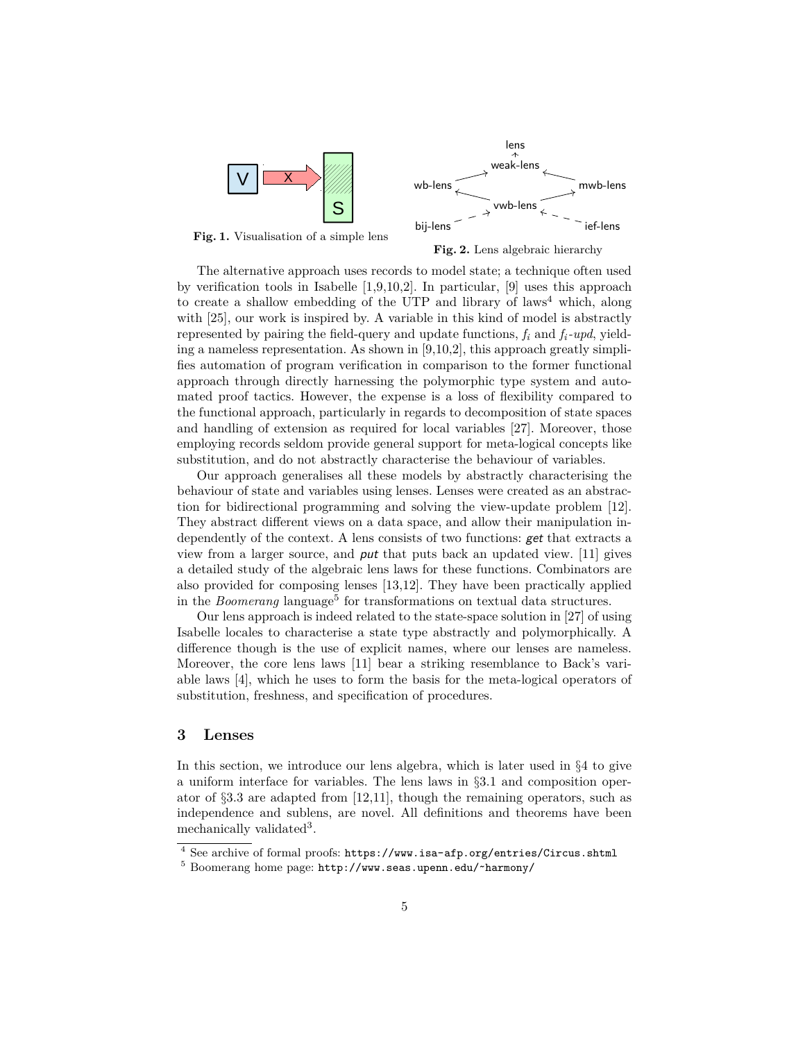Fig. 1. Visualisation of a simple lens

Fig. 2. Lens algebraic hierarchy

The alternative approach uses records to model state; a technique often used by verification tools in Isabelle [1,9,10,2]. In particular, [9] uses this approach to create a shallow embedding of the UTP and library of laws[4] which, along with [25], our work is inspired by. A variable in this kind of model is abstractly represented by pairing the field-query and update functions, $f_i$ and $f_i$-*upd*, yielding a nameless representation. As shown in [9,10,2], this approach greatly simplifies automation of program verification in comparison to the former functional approach through directly harnessing the polymorphic type system and automated proof tactics. However, the expense is a loss of flexibility compared to the functional approach, particularly in regards to decomposition of state spaces and handling of extension as required for local variables [27]. Moreover, those employing records seldom provide general support for meta-logical concepts like substitution, and do not abstractly characterise the behaviour of variables.

Our approach generalises all these models by abstractly characterising the behaviour of state and variables using lenses. Lenses were created as an abstraction for bidirectional programming and solving the view-update problem [12]. They abstract different views on a data space, and allow their manipulation independently of the context. A lens consists of two functions: *get* that extracts a view from a larger source, and *put* that puts back an updated view. [11] gives a detailed study of the algebraic lens laws for these functions. Combinators are also provided for composing lenses [13,12]. They have been practically applied in the *Boomerang* language[5] for transformations on textual data structures.

Our lens approach is indeed related to the state-space solution in [27] of using Isabelle locales to characterise a state type abstractly and polymorphically. A difference though is the use of explicit names, where our lenses are nameless. Moreover, the core lens laws [11] bear a striking resemblance to Back's variable laws [4], which he uses to form the basis for the meta-logical operators of substitution, freshness, and specification of procedures.

## 3 Lenses

In this section, we introduce our lens algebra, which is later used in §4 to give a uniform interface for variables. The lens laws in §3.1 and composition operator of §3.3 are adapted from [12,11], though the remaining operators, such as independence and sublens, are novel. All definitions and theorems have been mechanically validated[3].

---

[4] See archive of formal proofs: `https://www.isa-afp.org/entries/Circus.shtml`

[5] Boomerang home page: `http://www.seas.upenn.edu/~harmony/`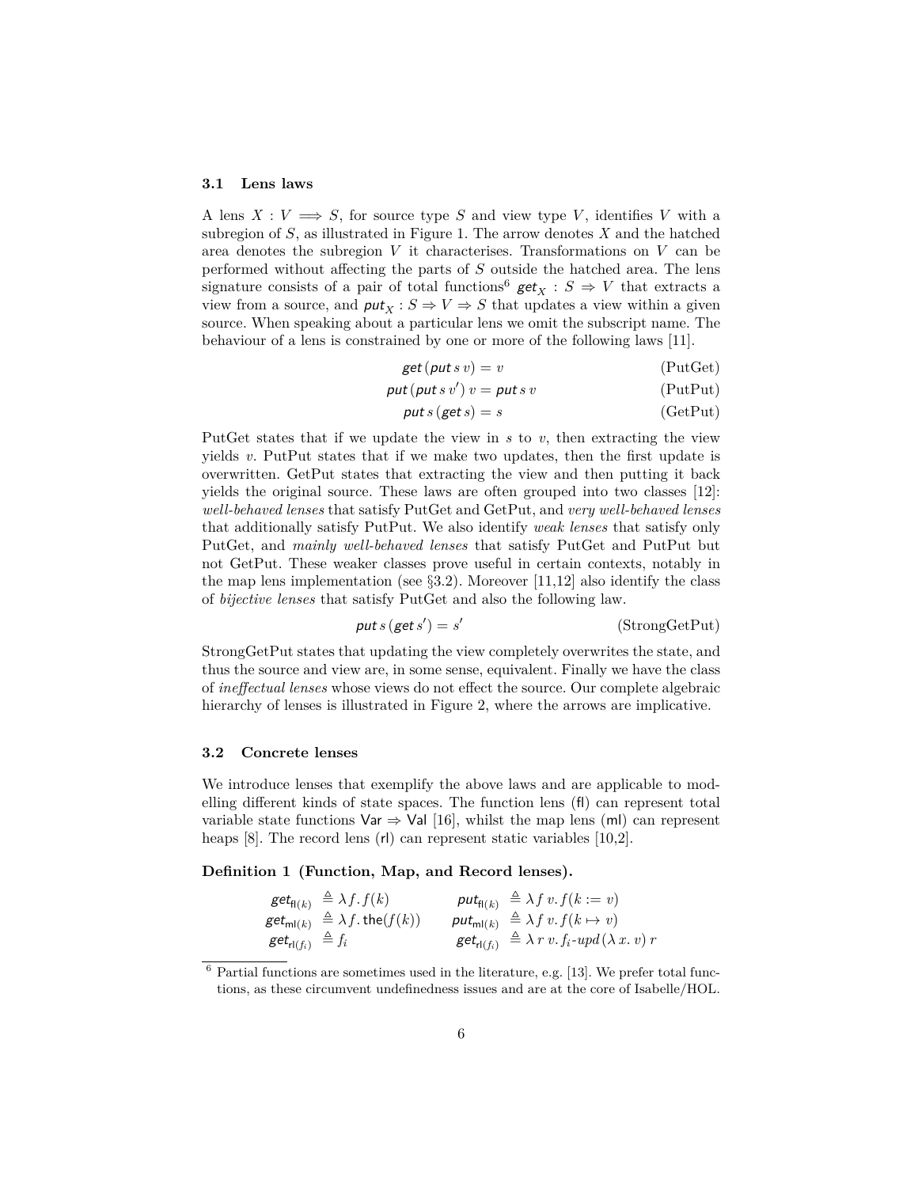### 3.1 Lens laws

A lens $X : V \Longrightarrow S$, for source type $S$ and view type $V$, identifies $V$ with a subregion of $S$, as illustrated in Figure 1. The arrow denotes $X$ and the hatched area denotes the subregion $V$ it characterises. Transformations on $V$ can be performed without affecting the parts of $S$ outside the hatched area. The lens signature consists of a pair of total functions[6] $\mathit{get}_X : S \Rightarrow V$ that extracts a view from a source, and $\mathit{put}_X : S \Rightarrow V \Rightarrow S$ that updates a view within a given source. When speaking about a particular lens we omit the subscript name. The behaviour of a lens is constrained by one or more of the following laws [11].

$$\mathit{get}\,(\mathit{put}\, s\, v) = v \qquad \text{(PutGet)}$$

$$\mathit{put}\,(\mathit{put}\, s\, v')\, v = \mathit{put}\, s\, v \qquad \text{(PutPut)}$$

$$\mathit{put}\, s\,(\mathit{get}\, s) = s \qquad \text{(GetPut)}$$

PutGet states that if we update the view in $s$ to $v$, then extracting the view yields $v$. PutPut states that if we make two updates, then the first update is overwritten. GetPut states that extracting the view and then putting it back yields the original source. These laws are often grouped into two classes [12]: *well-behaved lenses* that satisfy PutGet and GetPut, and *very well-behaved lenses* that additionally satisfy PutPut. We also identify *weak lenses* that satisfy only PutGet, and *mainly well-behaved lenses* that satisfy PutGet and PutPut but not GetPut. These weaker classes prove useful in certain contexts, notably in the map lens implementation (see §3.2). Moreover [11,12] also identify the class of *bijective lenses* that satisfy PutGet and also the following law.

$$\mathit{put}\, s\,(\mathit{get}\, s') = s' \qquad \text{(StrongGetPut)}$$

StrongGetPut states that updating the view completely overwrites the state, and thus the source and view are, in some sense, equivalent. Finally we have the class of *ineffectual lenses* whose views do not effect the source. Our complete algebraic hierarchy of lenses is illustrated in Figure 2, where the arrows are implicative.

### 3.2 Concrete lenses

We introduce lenses that exemplify the above laws and are applicable to modelling different kinds of state spaces. The function lens (fl) can represent total variable state functions $\mathsf{Var} \Rightarrow \mathsf{Val}$ [16], whilst the map lens (ml) can represent heaps [8]. The record lens (rl) can represent static variables [10,2].

**Definition 1 (Function, Map, and Record lenses).**

$$\begin{aligned}
\mathit{get}_{\mathsf{fl}(k)} &\triangleq \lambda f.\, f(k) & \mathit{put}_{\mathsf{fl}(k)} &\triangleq \lambda f\, v.\, f(k := v) \\
\mathit{get}_{\mathsf{ml}(k)} &\triangleq \lambda f.\, \mathsf{the}(f(k)) & \mathit{put}_{\mathsf{ml}(k)} &\triangleq \lambda f\, v.\, f(k \mapsto v) \\
\mathit{get}_{\mathsf{rl}(f_i)} &\triangleq f_i & \mathit{get}_{\mathsf{rl}(f_i)} &\triangleq \lambda\, r\, v.\, f_i\text{-}\mathit{upd}\,(\lambda\, x.\, v)\, r
\end{aligned}$$

[6] Partial functions are sometimes used in the literature, e.g. [13]. We prefer total functions, as these circumvent undefinedness issues and are at the core of Isabelle/HOL.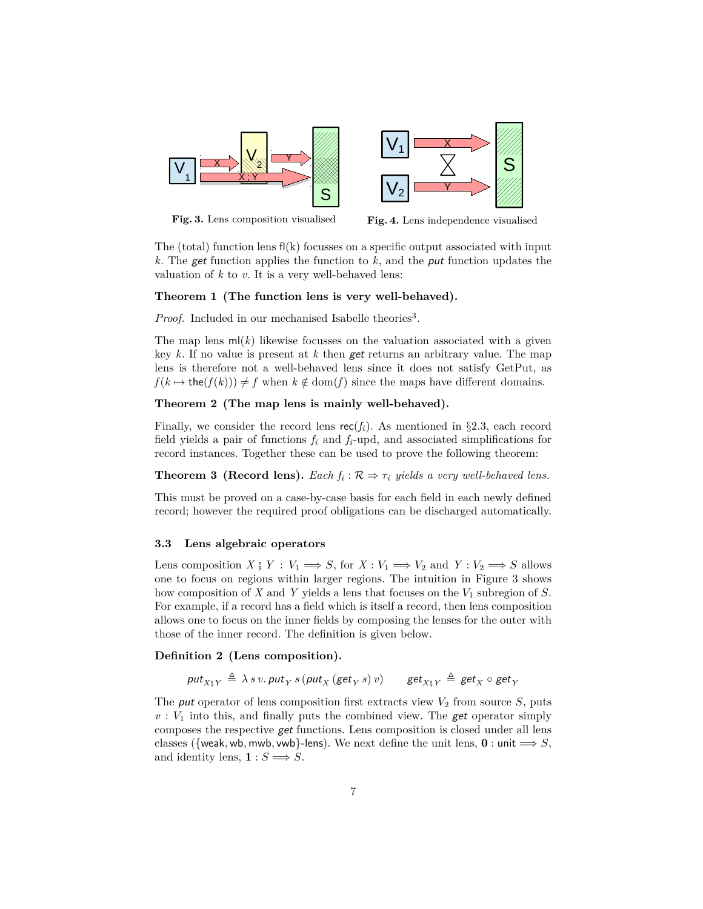**Fig. 3.** Lens composition visualised

**Fig. 4.** Lens independence visualised

The (total) function lens $\mathsf{fl}(k)$ focusses on a specific output associated with input $k$. The *get* function applies the function to $k$, and the *put* function updates the valuation of $k$ to $v$. It is a very well-behaved lens:

**Theorem 1 (The function lens is very well-behaved).**

*Proof.* Included in our mechanised Isabelle theories[3].

The map lens $\mathsf{ml}(k)$ likewise focusses on the valuation associated with a given key $k$. If no value is present at $k$ then *get* returns an arbitrary value. The map lens is therefore not a well-behaved lens since it does not satisfy GetPut, as $f(k \mapsto \mathsf{the}(f(k))) \neq f$ when $k \notin \mathrm{dom}(f)$ since the maps have different domains.

**Theorem 2 (The map lens is mainly well-behaved).**

Finally, we consider the record lens $\mathsf{rec}(f_i)$. As mentioned in §2.3, each record field yields a pair of functions $f_i$ and $f_i$-upd, and associated simplifications for record instances. Together these can be used to prove the following theorem:

**Theorem 3 (Record lens).** *Each $f_i : \mathcal{R} \Rightarrow \tau_i$ yields a very well-behaved lens.*

This must be proved on a case-by-case basis for each field in each newly defined record; however the required proof obligations can be discharged automatically.

### 3.3 Lens algebraic operators

Lens composition $X \,;\, Y : V_1 \Longrightarrow S$, for $X : V_1 \Longrightarrow V_2$ and $Y : V_2 \Longrightarrow S$ allows one to focus on regions within larger regions. The intuition in Figure 3 shows how composition of $X$ and $Y$ yields a lens that focuses on the $V_1$ subregion of $S$. For example, if a record has a field which is itself a record, then lens composition allows one to focus on the inner fields by composing the lenses for the outer with those of the inner record. The definition is given below.

**Definition 2 (Lens composition).**

$$\mathit{put}_{X;Y} \triangleq \lambda\, s\, v.\, \mathit{put}_Y\, s\, (\mathit{put}_X\, (\mathit{get}_Y\, s)\, v) \qquad \mathit{get}_{X;Y} \triangleq \mathit{get}_X \circ \mathit{get}_Y$$

The *put* operator of lens composition first extracts view $V_2$ from source $S$, puts $v : V_1$ into this, and finally puts the combined view. The *get* operator simply composes the respective *get* functions. Lens composition is closed under all lens classes ($\{\mathsf{weak}, \mathsf{wb}, \mathsf{mwb}, \mathsf{vwb}\}$-lens). We next define the unit lens, $\mathbf{0} : \mathsf{unit} \Longrightarrow S$, and identity lens, $\mathbf{1} : S \Longrightarrow S$.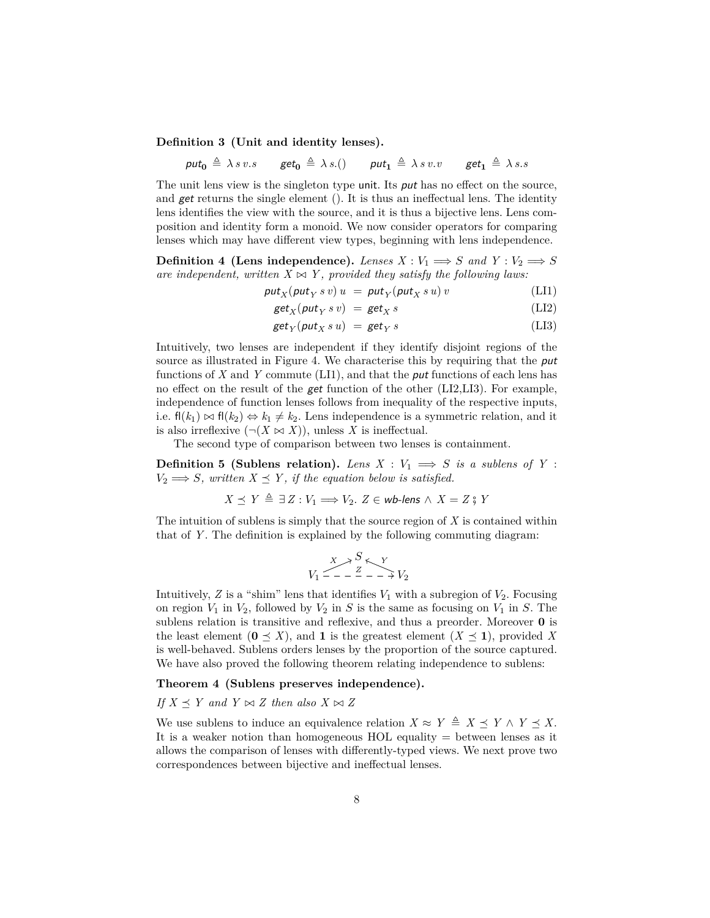**Definition 3 (Unit and identity lenses).**

$$\mathit{put}_{\mathbf{0}} \triangleq \lambda\, s\, v.s \qquad \mathit{get}_{\mathbf{0}} \triangleq \lambda\, s.() \qquad \mathit{put}_{\mathbf{1}} \triangleq \lambda\, s\, v.v \qquad \mathit{get}_{\mathbf{1}} \triangleq \lambda\, s.s$$

The unit lens view is the singleton type unit. Its *put* has no effect on the source, and *get* returns the single element (). It is thus an ineffectual lens. The identity lens identifies the view with the source, and it is thus a bijective lens. Lens composition and identity form a monoid. We now consider operators for comparing lenses which may have different view types, beginning with lens independence.

**Definition 4 (Lens independence).** *Lenses $X : V_1 \Longrightarrow S$ and $Y : V_2 \Longrightarrow S$ are independent, written $X \bowtie Y$, provided they satisfy the following laws:*

$$\mathit{put}_X(\mathit{put}_Y\, s\, v)\, u \;=\; \mathit{put}_Y(\mathit{put}_X\, s\, u)\, v \tag{LI1}$$

$$\mathit{get}_X(\mathit{put}_Y\, s\, v) \;=\; \mathit{get}_X\, s \tag{LI2}$$

$$\mathit{get}_Y(\mathit{put}_X\, s\, u) \;=\; \mathit{get}_Y\, s \tag{LI3}$$

Intuitively, two lenses are independent if they identify disjoint regions of the source as illustrated in Figure 4. We characterise this by requiring that the *put* functions of $X$ and $Y$ commute (LI1), and that the *put* functions of each lens has no effect on the result of the *get* function of the other (LI2,LI3). For example, independence of function lenses follows from inequality of the respective inputs, i.e. $\mathsf{fl}(k_1) \bowtie \mathsf{fl}(k_2) \Leftrightarrow k_1 \neq k_2$. Lens independence is a symmetric relation, and it is also irreflexive ($\neg(X \bowtie X)$), unless $X$ is ineffectual.

The second type of comparison between two lenses is containment.

**Definition 5 (Sublens relation).** *Lens $X : V_1 \Longrightarrow S$ is a sublens of $Y : V_2 \Longrightarrow S$, written $X \preceq Y$, if the equation below is satisfied.*

$$X \preceq Y \triangleq \exists\, Z : V_1 \Longrightarrow V_2.\; Z \in \mathit{wb\text{-}lens} \wedge X = Z \,;\, Y$$

The intuition of sublens is simply that the source region of $X$ is contained within that of $Y$. The definition is explained by the following commuting diagram:

$$V_1 \xrightarrow{X} S \xleftarrow{Y} V_2, \qquad V_1 \overset{Z}{\dashrightarrow} V_2$$

Intuitively, $Z$ is a "shim" lens that identifies $V_1$ with a subregion of $V_2$. Focusing on region $V_1$ in $V_2$, followed by $V_2$ in $S$ is the same as focusing on $V_1$ in $S$. The sublens relation is transitive and reflexive, and thus a preorder. Moreover $\mathbf{0}$ is the least element ($\mathbf{0} \preceq X$), and $\mathbf{1}$ is the greatest element ($X \preceq \mathbf{1}$), provided $X$ is well-behaved. Sublens orders lenses by the proportion of the source captured. We have also proved the following theorem relating independence to sublens:

**Theorem 4 (Sublens preserves independence).**

*If $X \preceq Y$ and $Y \bowtie Z$ then also $X \bowtie Z$*

We use sublens to induce an equivalence relation $X \approx Y \triangleq X \preceq Y \wedge Y \preceq X$. It is a weaker notion than homogeneous HOL equality $=$ between lenses as it allows the comparison of lenses with differently-typed views. We next prove two correspondences between bijective and ineffectual lenses.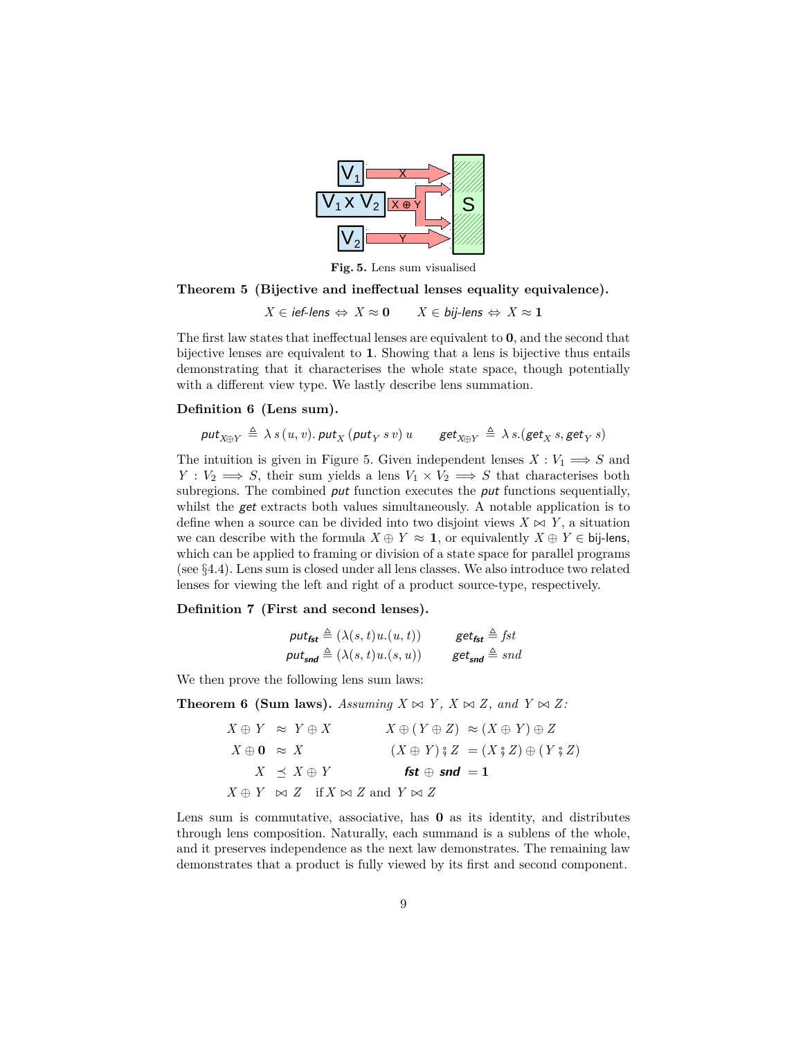Fig. 5. Lens sum visualised

**Theorem 5 (Bijective and ineffectual lenses equality equivalence).**

$$X \in \textsf{ief-lens} \Leftrightarrow X \approx \mathbf{0} \qquad X \in \textsf{bij-lens} \Leftrightarrow X \approx \mathbf{1}$$

The first law states that ineffectual lenses are equivalent to $\mathbf{0}$, and the second that bijective lenses are equivalent to $\mathbf{1}$. Showing that a lens is bijective thus entails demonstrating that it characterises the whole state space, though potentially with a different view type. We lastly describe lens summation.

**Definition 6 (Lens sum).**

$$\textsf{put}_{X \oplus Y} \triangleq \lambda\, s\,(u,\, v).\, \textsf{put}_X\,(\textsf{put}_Y\, s\, v)\; u \qquad \textsf{get}_{X \oplus Y} \triangleq \lambda\, s.(\textsf{get}_X\, s, \textsf{get}_Y\, s)$$

The intuition is given in Figure 5. Given independent lenses $X : V_1 \Longrightarrow S$ and $Y : V_2 \Longrightarrow S$, their sum yields a lens $V_1 \times V_2 \Longrightarrow S$ that characterises both subregions. The combined *put* function executes the *put* functions sequentially, whilst the *get* extracts both values simultaneously. A notable application is to define when a source can be divided into two disjoint views $X \bowtie Y$, a situation we can describe with the formula $X \oplus Y \approx \mathbf{1}$, or equivalently $X \oplus Y \in \textsf{bij-lens}$, which can be applied to framing or division of a state space for parallel programs (see §4.4). Lens sum is closed under all lens classes. We also introduce two related lenses for viewing the left and right of a product source-type, respectively.

**Definition 7 (First and second lenses).**

$$\textsf{put}_{\textsf{fst}} \triangleq (\lambda(s,t)u.(u,t)) \qquad \textsf{get}_{\textsf{fst}} \triangleq \mathit{fst}$$
$$\textsf{put}_{\textsf{snd}} \triangleq (\lambda(s,t)u.(s,u)) \qquad \textsf{get}_{\textsf{snd}} \triangleq \mathit{snd}$$

We then prove the following lens sum laws:

**Theorem 6 (Sum laws).** *Assuming $X \bowtie Y$, $X \bowtie Z$, and $Y \bowtie Z$:*

$$\begin{array}{rclrcl}
X \oplus Y & \approx & Y \oplus X & X \oplus (Y \oplus Z) & \approx & (X \oplus Y) \oplus Z \\
X \oplus \mathbf{0} & \approx & X & (X \oplus Y) \mathbin{;} Z & = & (X \mathbin{;} Z) \oplus (Y \mathbin{;} Z) \\
X & \preceq & X \oplus Y & \textsf{fst} \oplus \textsf{snd} & = & \mathbf{1} \\
X \oplus Y & \bowtie & Z \quad \text{if } X \bowtie Z \text{ and } Y \bowtie Z & & &
\end{array}$$

Lens sum is commutative, associative, has $\mathbf{0}$ as its identity, and distributes through lens composition. Naturally, each summand is a sublens of the whole, and it preserves independence as the next law demonstrates. The remaining law demonstrates that a product is fully viewed by its first and second component.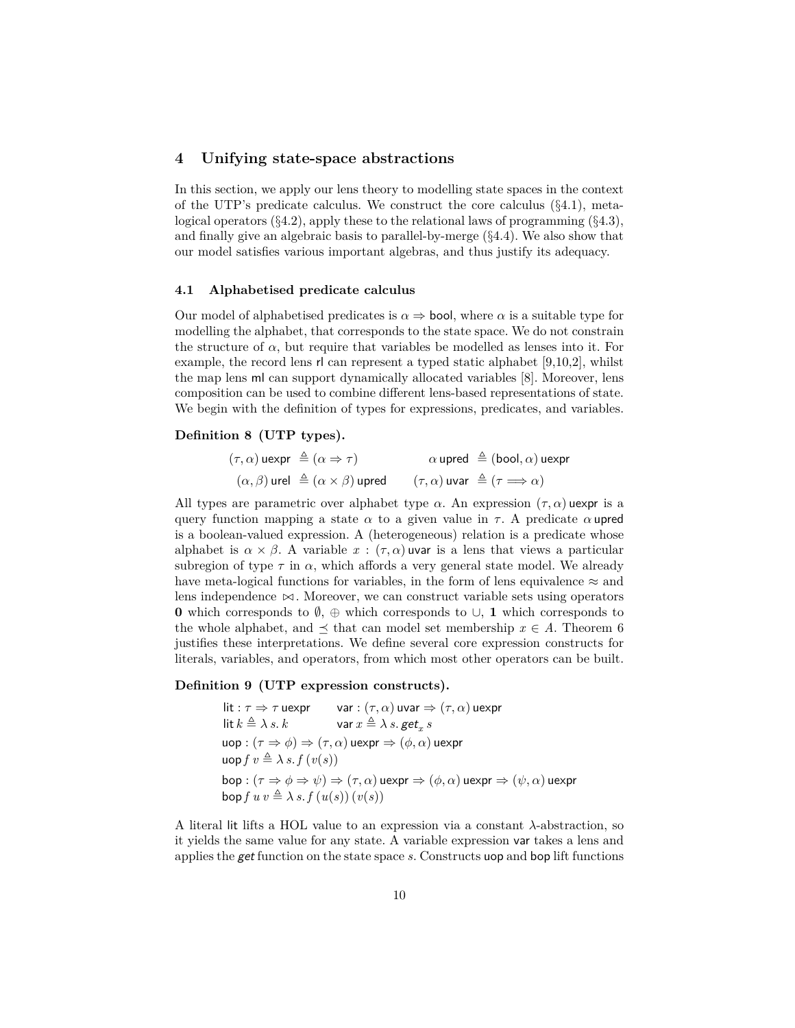## 4 Unifying state-space abstractions

In this section, we apply our lens theory to modelling state spaces in the context of the UTP's predicate calculus. We construct the core calculus (§4.1), meta-logical operators (§4.2), apply these to the relational laws of programming (§4.3), and finally give an algebraic basis to parallel-by-merge (§4.4). We also show that our model satisfies various important algebras, and thus justify its adequacy.

### 4.1 Alphabetised predicate calculus

Our model of alphabetised predicates is $\alpha \Rightarrow \mathsf{bool}$, where $\alpha$ is a suitable type for modelling the alphabet, that corresponds to the state space. We do not constrain the structure of $\alpha$, but require that variables be modelled as lenses into it. For example, the record lens $\mathsf{rl}$ can represent a typed static alphabet [9,10,2], whilst the map lens $\mathsf{ml}$ can support dynamically allocated variables [8]. Moreover, lens composition can be used to combine different lens-based representations of state. We begin with the definition of types for expressions, predicates, and variables.

**Definition 8 (UTP types).**

$$(\tau, \alpha)\,\mathsf{uexpr} \triangleq (\alpha \Rightarrow \tau) \qquad \alpha\,\mathsf{upred} \triangleq (\mathsf{bool}, \alpha)\,\mathsf{uexpr}$$

$$(\alpha, \beta)\,\mathsf{urel} \triangleq (\alpha \times \beta)\,\mathsf{upred} \qquad (\tau, \alpha)\,\mathsf{uvar} \triangleq (\tau \Longrightarrow \alpha)$$

All types are parametric over alphabet type $\alpha$. An expression $(\tau, \alpha)\,\mathsf{uexpr}$ is a query function mapping a state $\alpha$ to a given value in $\tau$. A predicate $\alpha\,\mathsf{upred}$ is a boolean-valued expression. A (heterogeneous) relation is a predicate whose alphabet is $\alpha \times \beta$. A variable $x : (\tau, \alpha)\,\mathsf{uvar}$ is a lens that views a particular subregion of type $\tau$ in $\alpha$, which affords a very general state model. We already have meta-logical functions for variables, in the form of lens equivalence $\approx$ and lens independence $\bowtie$. Moreover, we can construct variable sets using operators $\mathbf{0}$ which corresponds to $\emptyset$, $\oplus$ which corresponds to $\cup$, $\mathbf{1}$ which corresponds to the whole alphabet, and $\preceq$ that can model set membership $x \in A$. Theorem 6 justifies these interpretations. We define several core expression constructs for literals, variables, and operators, from which most other operators can be built.

**Definition 9 (UTP expression constructs).**

$$\mathsf{lit} : \tau \Rightarrow \tau\,\mathsf{uexpr} \qquad \mathsf{var} : (\tau, \alpha)\,\mathsf{uvar} \Rightarrow (\tau, \alpha)\,\mathsf{uexpr}$$

$$\mathsf{lit}\, k \triangleq \lambda\, s.\, k \qquad \mathsf{var}\, x \triangleq \lambda\, s.\, \mathit{get}_x\, s$$

$$\mathsf{uop} : (\tau \Rightarrow \phi) \Rightarrow (\tau, \alpha)\,\mathsf{uexpr} \Rightarrow (\phi, \alpha)\,\mathsf{uexpr}$$

$$\mathsf{uop}\, f\, v \triangleq \lambda\, s.\, f\,(v(s))$$

$$\mathsf{bop} : (\tau \Rightarrow \phi \Rightarrow \psi) \Rightarrow (\tau, \alpha)\,\mathsf{uexpr} \Rightarrow (\phi, \alpha)\,\mathsf{uexpr} \Rightarrow (\psi, \alpha)\,\mathsf{uexpr}$$

$$\mathsf{bop}\, f\, u\, v \triangleq \lambda\, s.\, f\,(u(s))\,(v(s))$$

A literal $\mathsf{lit}$ lifts a HOL value to an expression via a constant $\lambda$-abstraction, so it yields the same value for any state. A variable expression $\mathsf{var}$ takes a lens and applies the $\mathit{get}$ function on the state space $s$. Constructs $\mathsf{uop}$ and $\mathsf{bop}$ lift functions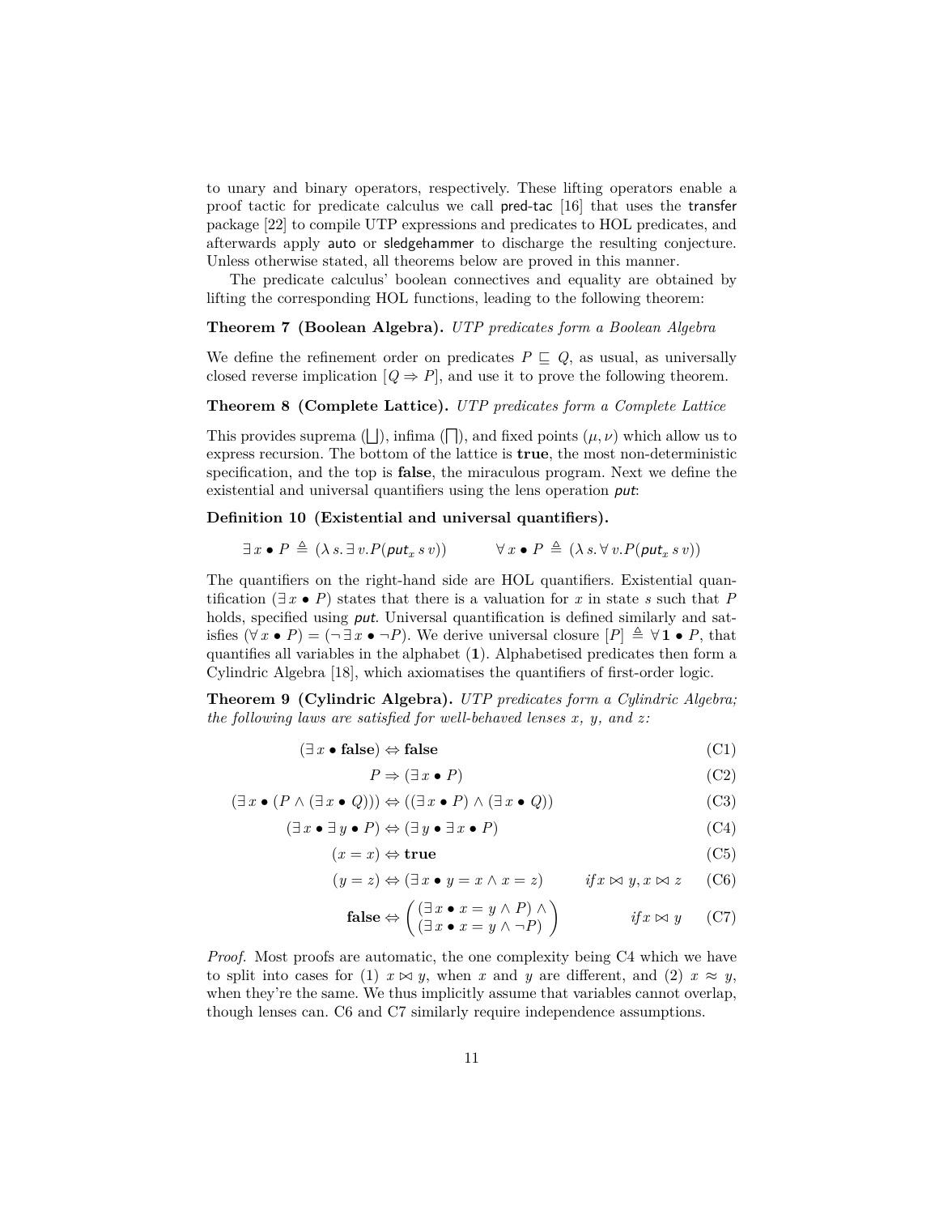to unary and binary operators, respectively. These lifting operators enable a proof tactic for predicate calculus we call pred-tac [16] that uses the transfer package [22] to compile UTP expressions and predicates to HOL predicates, and afterwards apply auto or sledgehammer to discharge the resulting conjecture. Unless otherwise stated, all theorems below are proved in this manner.

The predicate calculus' boolean connectives and equality are obtained by lifting the corresponding HOL functions, leading to the following theorem:

**Theorem 7 (Boolean Algebra).** *UTP predicates form a Boolean Algebra*

We define the refinement order on predicates $P \sqsubseteq Q$, as usual, as universally closed reverse implication $[Q \Rightarrow P]$, and use it to prove the following theorem.

**Theorem 8 (Complete Lattice).** *UTP predicates form a Complete Lattice*

This provides suprema ($\bigsqcup$), infima ($\bigsqcap$), and fixed points ($\mu, \nu$) which allow us to express recursion. The bottom of the lattice is **true**, the most non-deterministic specification, and the top is **false**, the miraculous program. Next we define the existential and universal quantifiers using the lens operation *put*:

**Definition 10 (Existential and universal quantifiers).**

$$\exists\, x \bullet P \triangleq (\lambda\, s.\, \exists\, v. P(\mathit{put}_x\, s\, v)) \qquad \forall\, x \bullet P \triangleq (\lambda\, s.\, \forall\, v. P(\mathit{put}_x\, s\, v))$$

The quantifiers on the right-hand side are HOL quantifiers. Existential quantification ($\exists\, x \bullet P$) states that there is a valuation for $x$ in state $s$ such that $P$ holds, specified using *put*. Universal quantification is defined similarly and satisfies $(\forall\, x \bullet P) = (\neg \exists\, x \bullet \neg P)$. We derive universal closure $[P] \triangleq \forall\, \mathbf{1} \bullet P$, that quantifies all variables in the alphabet ($\mathbf{1}$). Alphabetised predicates then form a Cylindric Algebra [18], which axiomatises the quantifiers of first-order logic.

**Theorem 9 (Cylindric Algebra).** *UTP predicates form a Cylindric Algebra; the following laws are satisfied for well-behaved lenses x, y, and z:*

$$(\exists\, x \bullet \mathbf{false}) \Leftrightarrow \mathbf{false} \tag{C1}$$

$$P \Rightarrow (\exists\, x \bullet P) \tag{C2}$$

$$(\exists\, x \bullet (P \wedge (\exists\, x \bullet Q))) \Leftrightarrow ((\exists\, x \bullet P) \wedge (\exists\, x \bullet Q)) \tag{C3}$$

$$(\exists\, x \bullet \exists\, y \bullet P) \Leftrightarrow (\exists\, y \bullet \exists\, x \bullet P) \tag{C4}$$

$$(x = x) \Leftrightarrow \mathbf{true} \tag{C5}$$

$$(y = z) \Leftrightarrow (\exists\, x \bullet y = x \wedge x = z) \qquad \textit{if}\, x \bowtie y, x \bowtie z \tag{C6}$$

$$\mathbf{false} \Leftrightarrow \begin{pmatrix} (\exists\, x \bullet x = y \wedge P) \wedge \\ (\exists\, x \bullet x = y \wedge \neg P) \end{pmatrix} \qquad \textit{if}\, x \bowtie y \tag{C7}$$

*Proof.* Most proofs are automatic, the one complexity being C4 which we have to split into cases for (1) $x \bowtie y$, when $x$ and $y$ are different, and (2) $x \approx y$, when they're the same. We thus implicitly assume that variables cannot overlap, though lenses can. C6 and C7 similarly require independence assumptions.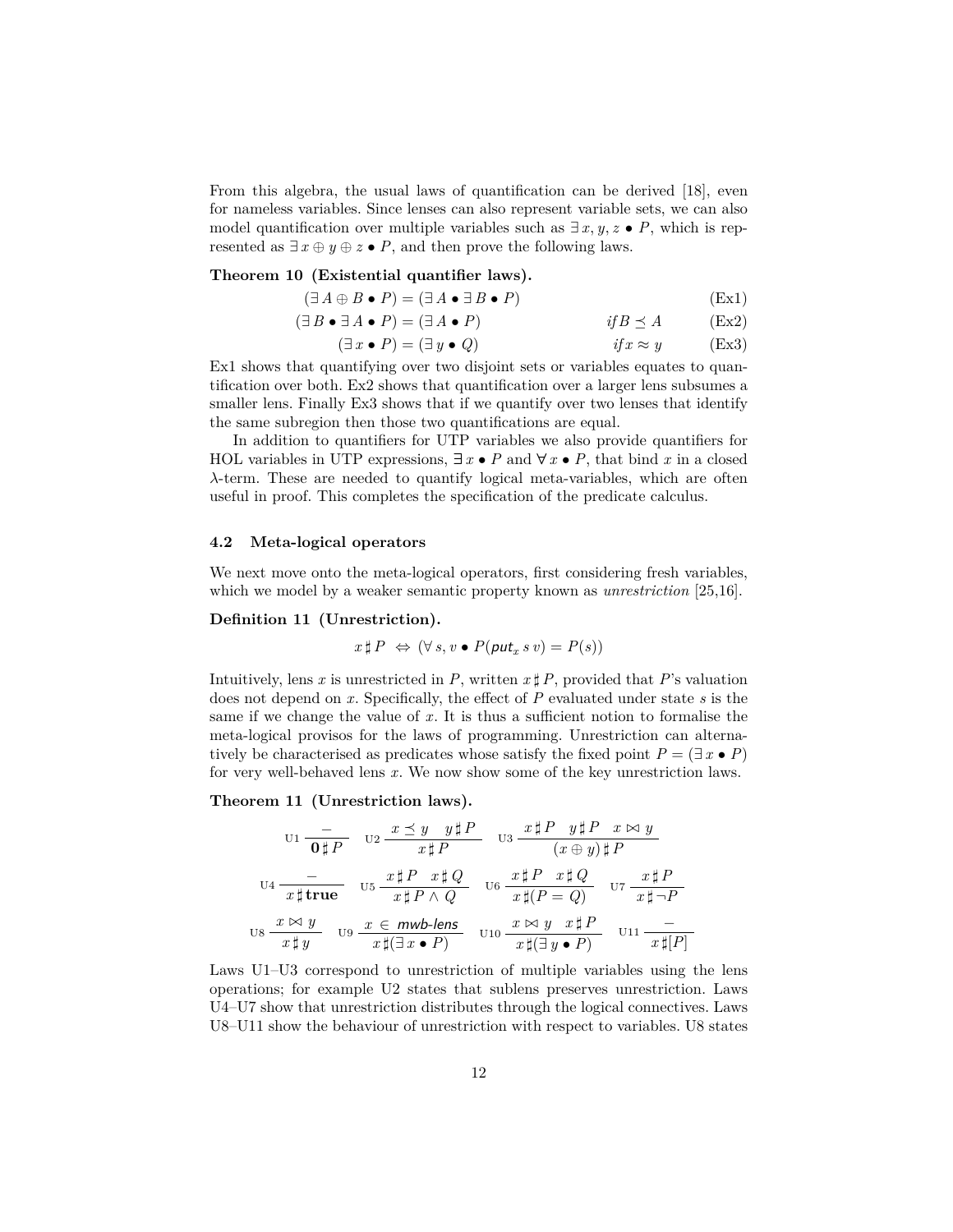From this algebra, the usual laws of quantification can be derived [18], even for nameless variables. Since lenses can also represent variable sets, we can also model quantification over multiple variables such as $\exists\, x, y, z \bullet P$, which is represented as $\exists\, x \oplus y \oplus z \bullet P$, and then prove the following laws.

**Theorem 10 (Existential quantifier laws).**

$$(\exists\, A \oplus B \bullet P) = (\exists\, A \bullet \exists\, B \bullet P) \qquad \text{(Ex1)}$$

$$(\exists\, B \bullet \exists\, A \bullet P) = (\exists\, A \bullet P) \qquad \mathit{if}\, B \preceq A \qquad \text{(Ex2)}$$

$$(\exists\, x \bullet P) = (\exists\, y \bullet Q) \qquad \mathit{if}\, x \approx y \qquad \text{(Ex3)}$$

Ex1 shows that quantifying over two disjoint sets or variables equates to quantification over both. Ex2 shows that quantification over a larger lens subsumes a smaller lens. Finally Ex3 shows that if we quantify over two lenses that identify the same subregion then those two quantifications are equal.

In addition to quantifiers for UTP variables we also provide quantifiers for HOL variables in UTP expressions, $\exists\, x \bullet P$ and $\forall\, x \bullet P$, that bind $x$ in a closed $\lambda$-term. These are needed to quantify logical meta-variables, which are often useful in proof. This completes the specification of the predicate calculus.

### 4.2 Meta-logical operators

We next move onto the meta-logical operators, first considering fresh variables, which we model by a weaker semantic property known as *unrestriction* [25,16].

**Definition 11 (Unrestriction).**

$$x \sharp P \;\Leftrightarrow\; (\forall\, s, v \bullet P(\mathit{put}_x\, s\, v) = P(s))$$

Intuitively, lens $x$ is unrestricted in $P$, written $x \sharp P$, provided that $P$'s valuation does not depend on $x$. Specifically, the effect of $P$ evaluated under state $s$ is the same if we change the value of $x$. It is thus a sufficient notion to formalise the meta-logical provisos for the laws of programming. Unrestriction can alternatively be characterised as predicates whose satisfy the fixed point $P = (\exists\, x \bullet P)$ for very well-behaved lens $x$. We now show some of the key unrestriction laws.

**Theorem 11 (Unrestriction laws).**

$$\text{U1}\ \frac{-}{\mathbf{0} \sharp P} \quad \text{U2}\ \frac{x \preceq y \quad y \sharp P}{x \sharp P} \quad \text{U3}\ \frac{x \sharp P \quad y \sharp P \quad x \bowtie y}{(x \oplus y) \sharp P}$$

$$\text{U4}\ \frac{-}{x \sharp \mathbf{true}} \quad \text{U5}\ \frac{x \sharp P \quad x \sharp Q}{x \sharp P \wedge Q} \quad \text{U6}\ \frac{x \sharp P \quad x \sharp Q}{x \sharp (P = Q)} \quad \text{U7}\ \frac{x \sharp P}{x \sharp \neg P}$$

$$\text{U8}\ \frac{x \bowtie y}{x \sharp y} \quad \text{U9}\ \frac{x \in \mathit{mwb\text{-}lens}}{x \sharp (\exists\, x \bullet P)} \quad \text{U10}\ \frac{x \bowtie y \quad x \sharp P}{x \sharp (\exists\, y \bullet P)} \quad \text{U11}\ \frac{-}{x \sharp [P]}$$

Laws U1–U3 correspond to unrestriction of multiple variables using the lens operations; for example U2 states that sublens preserves unrestriction. Laws U4–U7 show that unrestriction distributes through the logical connectives. Laws U8–U11 show the behaviour of unrestriction with respect to variables. U8 states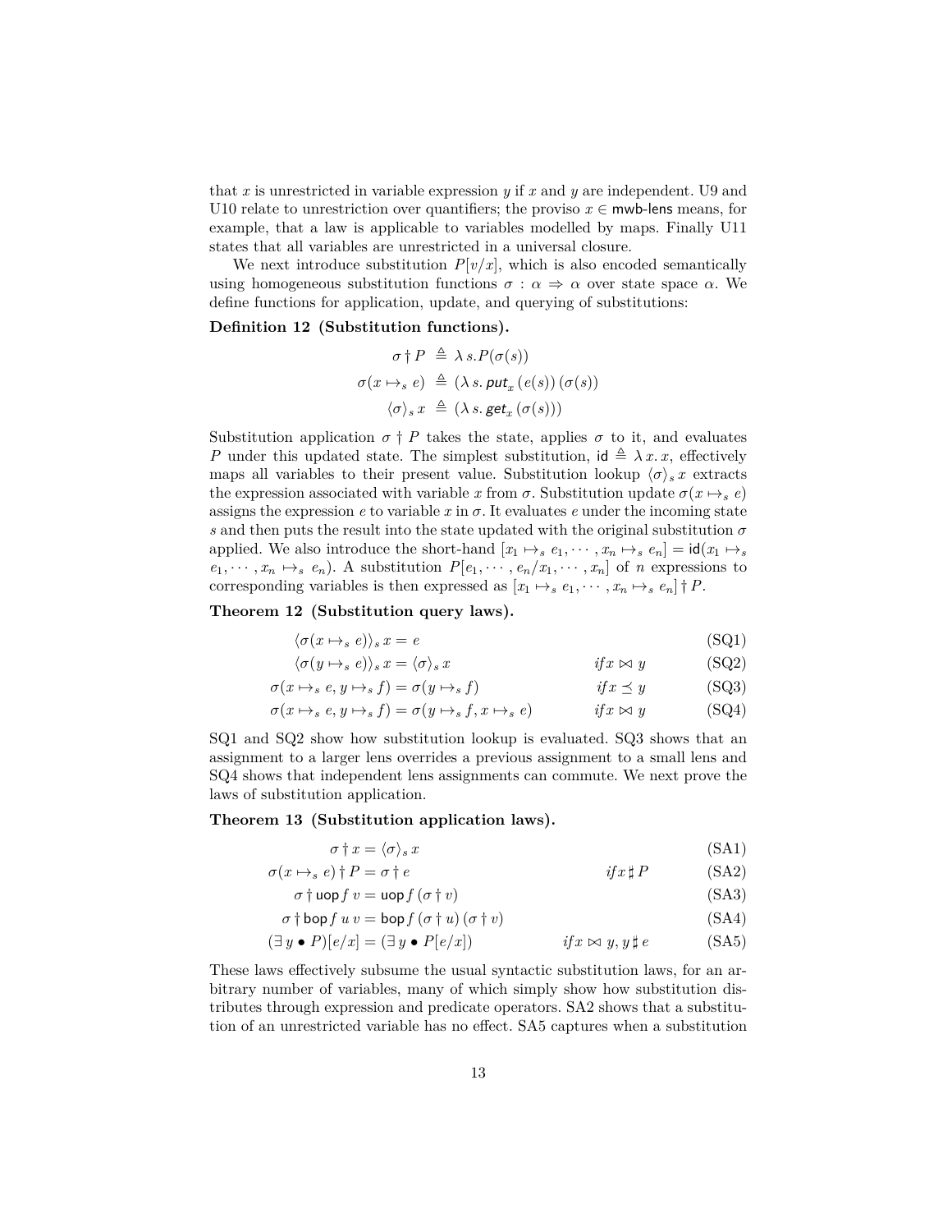that $x$ is unrestricted in variable expression $y$ if $x$ and $y$ are independent. U9 and U10 relate to unrestriction over quantifiers; the proviso $x \in \textsf{mwb-lens}$ means, for example, that a law is applicable to variables modelled by maps. Finally U11 states that all variables are unrestricted in a universal closure.

We next introduce substitution $P[v/x]$, which is also encoded semantically using homogeneous substitution functions $\sigma : \alpha \Rightarrow \alpha$ over state space $\alpha$. We define functions for application, update, and querying of substitutions:

**Definition 12 (Substitution functions).**

$$
\begin{aligned}
\sigma \dagger P &\triangleq \lambda\, s. P(\sigma(s)) \\
\sigma(x \mapsto_s e) &\triangleq (\lambda\, s.\, \textsf{put}_x\, (e(s))\, (\sigma(s)) \\
\langle \sigma \rangle_s\, x &\triangleq (\lambda\, s.\, \textsf{get}_x\, (\sigma(s)))
\end{aligned}
$$

Substitution application $\sigma \dagger P$ takes the state, applies $\sigma$ to it, and evaluates $P$ under this updated state. The simplest substitution, $\textsf{id} \triangleq \lambda\, x.\, x$, effectively maps all variables to their present value. Substitution lookup $\langle \sigma \rangle_s\, x$ extracts the expression associated with variable $x$ from $\sigma$. Substitution update $\sigma(x \mapsto_s e)$ assigns the expression $e$ to variable $x$ in $\sigma$. It evaluates $e$ under the incoming state $s$ and then puts the result into the state updated with the original substitution $\sigma$ applied. We also introduce the short-hand $[x_1 \mapsto_s e_1, \cdots, x_n \mapsto_s e_n] = \textsf{id}(x_1 \mapsto_s e_1, \cdots, x_n \mapsto_s e_n)$. A substitution $P[e_1, \cdots, e_n/x_1, \cdots, x_n]$ of $n$ expressions to corresponding variables is then expressed as $[x_1 \mapsto_s e_1, \cdots, x_n \mapsto_s e_n] \dagger P$.

**Theorem 12 (Substitution query laws).**

$$
\begin{aligned}
&\langle \sigma(x \mapsto_s e) \rangle_s\, x = e && && \text{(SQ1)} \\
&\langle \sigma(y \mapsto_s e) \rangle_s\, x = \langle \sigma \rangle_s\, x && \textit{if}\, x \bowtie y && \text{(SQ2)} \\
&\sigma(x \mapsto_s e, y \mapsto_s f) = \sigma(y \mapsto_s f) && \textit{if}\, x \preceq y && \text{(SQ3)} \\
&\sigma(x \mapsto_s e, y \mapsto_s f) = \sigma(y \mapsto_s f, x \mapsto_s e) && \textit{if}\, x \bowtie y && \text{(SQ4)}
\end{aligned}
$$

SQ1 and SQ2 show how substitution lookup is evaluated. SQ3 shows that an assignment to a larger lens overrides a previous assignment to a small lens and SQ4 shows that independent lens assignments can commute. We next prove the laws of substitution application.

**Theorem 13 (Substitution application laws).**

$$
\begin{aligned}
&\sigma \dagger x = \langle \sigma \rangle_s\, x && && \text{(SA1)} \\
&\sigma(x \mapsto_s e) \dagger P = \sigma \dagger e && \textit{if}\, x \sharp P && \text{(SA2)} \\
&\sigma \dagger \textsf{uop}\, f\, v = \textsf{uop}\, f\, (\sigma \dagger v) && && \text{(SA3)} \\
&\sigma \dagger \textsf{bop}\, f\, u\, v = \textsf{bop}\, f\, (\sigma \dagger u)\, (\sigma \dagger v) && && \text{(SA4)} \\
&(\exists\, y \bullet P)[e/x] = (\exists\, y \bullet P[e/x]) && \textit{if}\, x \bowtie y,\, y \sharp e && \text{(SA5)}
\end{aligned}
$$

These laws effectively subsume the usual syntactic substitution laws, for an arbitrary number of variables, many of which simply show how substitution distributes through expression and predicate operators. SA2 shows that a substitution of an unrestricted variable has no effect. SA5 captures when a substitution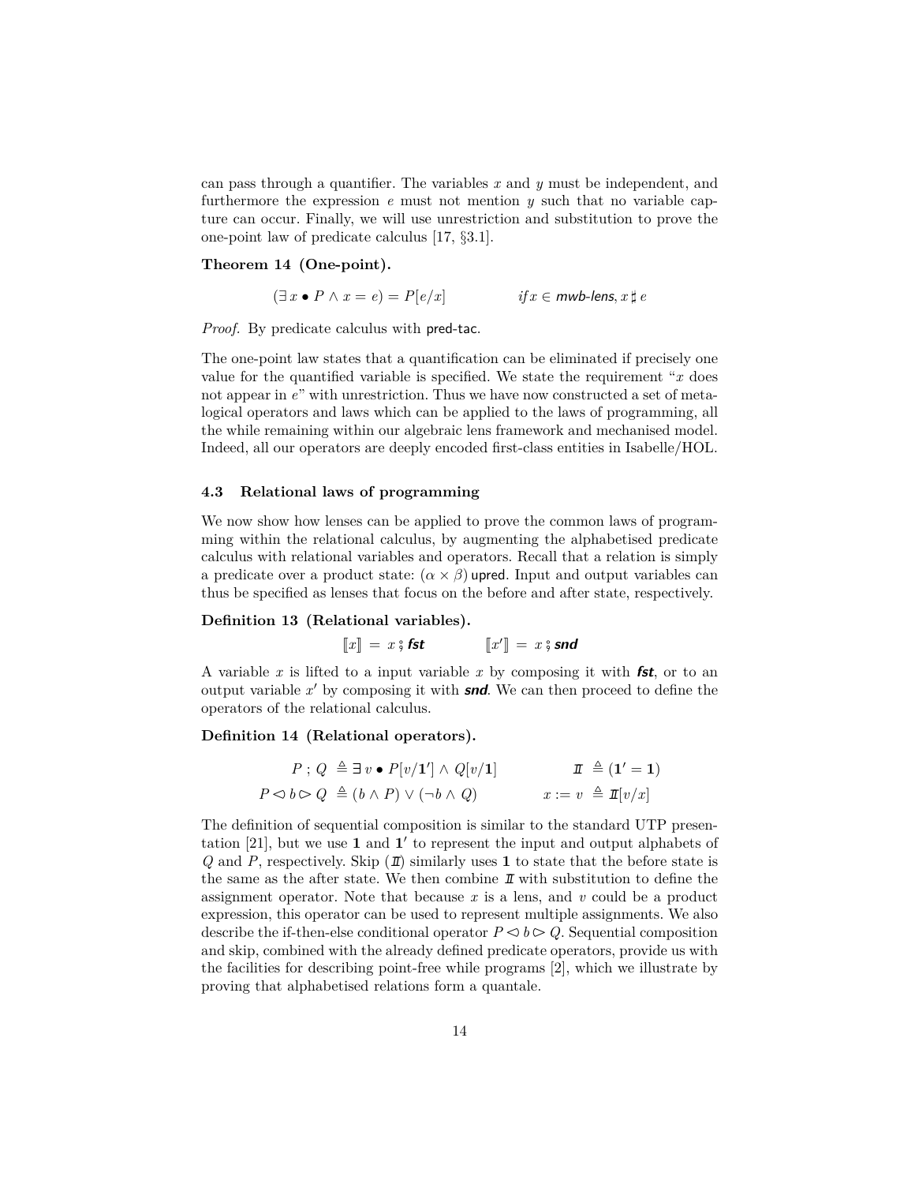can pass through a quantifier. The variables $x$ and $y$ must be independent, and furthermore the expression $e$ must not mention $y$ such that no variable capture can occur. Finally, we will use unrestriction and substitution to prove the one-point law of predicate calculus [17, §3.1].

**Theorem 14 (One-point).**

$$(\exists\, x \bullet P \wedge x = e) = P[e/x] \qquad\qquad \textit{if}\, x \in \textsf{mwb-lens}, x \sharp e$$

*Proof.* By predicate calculus with pred-tac.

The one-point law states that a quantification can be eliminated if precisely one value for the quantified variable is specified. We state the requirement "$x$ does not appear in $e$" with unrestriction. Thus we have now constructed a set of meta-logical operators and laws which can be applied to the laws of programming, all the while remaining within our algebraic lens framework and mechanised model. Indeed, all our operators are deeply encoded first-class entities in Isabelle/HOL.

### 4.3 Relational laws of programming

We now show how lenses can be applied to prove the common laws of programming within the relational calculus, by augmenting the alphabetised predicate calculus with relational variables and operators. Recall that a relation is simply a predicate over a product state: $(\alpha \times \beta)$ upred. Input and output variables can thus be specified as lenses that focus on the before and after state, respectively.

**Definition 13 (Relational variables).**

$$[\![x]\!] \;=\; x \,\mathbin{;}\, \textit{\textbf{fst}} \qquad\qquad [\![x']\!] \;=\; x \,\mathbin{;}\, \textit{\textbf{snd}}$$

A variable $x$ is lifted to a input variable $x$ by composing it with ***fst***, or to an output variable $x'$ by composing it with ***snd***. We can then proceed to define the operators of the relational calculus.

**Definition 14 (Relational operators).**

$$P \,;\, Q \;\triangleq \exists\, v \bullet P[v/\mathbf{1}'] \wedge Q[v/\mathbf{1}] \qquad\qquad I\!I \;\triangleq (\mathbf{1}' = \mathbf{1})$$

$$P \lhd b \rhd Q \;\triangleq (b \wedge P) \vee (\neg b \wedge Q) \qquad\qquad x := v \;\triangleq I\!I[v/x]$$

The definition of sequential composition is similar to the standard UTP presentation [21], but we use $\mathbf{1}$ and $\mathbf{1}'$ to represent the input and output alphabets of $Q$ and $P$, respectively. Skip ($I\!I$) similarly uses $\mathbf{1}$ to state that the before state is the same as the after state. We then combine $I\!I$ with substitution to define the assignment operator. Note that because $x$ is a lens, and $v$ could be a product expression, this operator can be used to represent multiple assignments. We also describe the if-then-else conditional operator $P \lhd b \rhd Q$. Sequential composition and skip, combined with the already defined predicate operators, provide us with the facilities for describing point-free while programs [2], which we illustrate by proving that alphabetised relations form a quantale.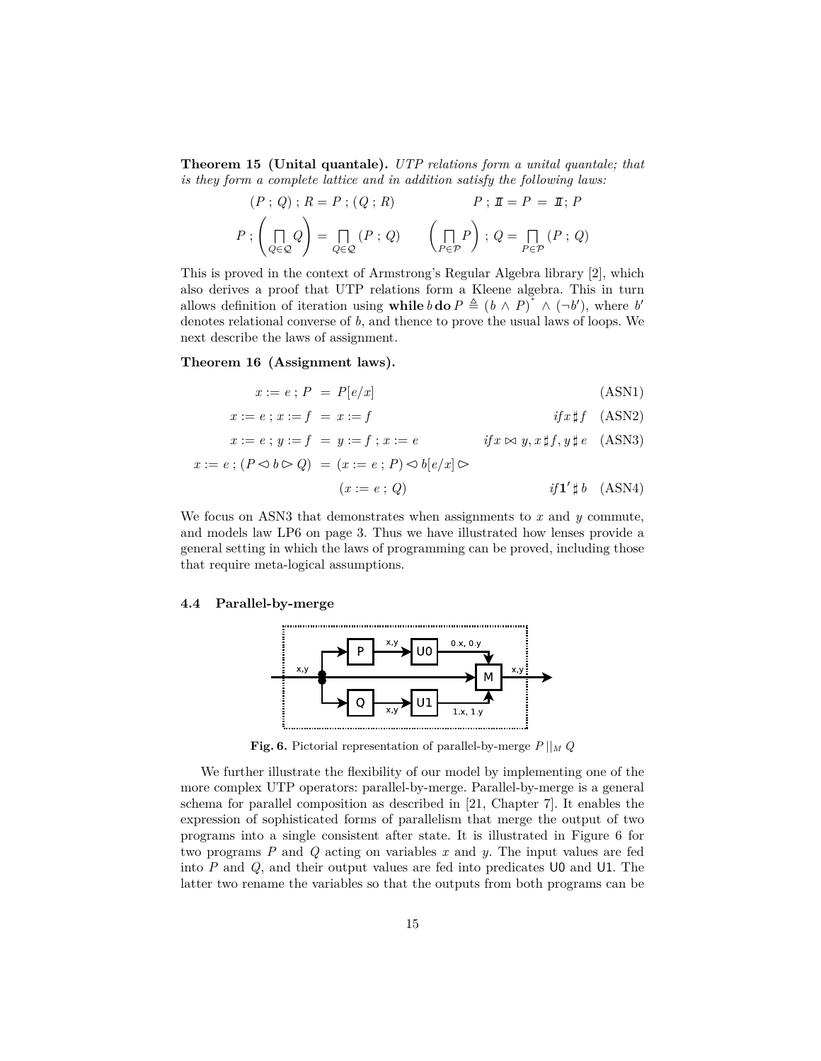**Theorem 15 (Unital quantale).** *UTP relations form a unital quantale; that is they form a complete lattice and in addition satisfy the following laws:*

$$(P \mathbin{;} Q) \mathbin{;} R = P \mathbin{;} (Q \mathbin{;} R) \qquad\qquad P \mathbin{;} \mathit{I\!I} = P = \mathit{I\!I} \mathbin{;} P$$

$$P \mathbin{;} \left( \bigsqcap_{Q \in \mathcal{Q}} Q \right) = \bigsqcap_{Q \in \mathcal{Q}} (P \mathbin{;} Q) \qquad \left( \bigsqcap_{P \in \mathcal{P}} P \right) \mathbin{;} Q = \bigsqcap_{P \in \mathcal{P}} (P \mathbin{;} Q)$$

This is proved in the context of Armstrong's Regular Algebra library [2], which also derives a proof that UTP relations form a Kleene algebra. This in turn allows definition of iteration using $\textbf{while}\, b \,\textbf{do}\, P \triangleq (b \wedge P)^* \wedge (\neg b')$, where $b'$ denotes relational converse of $b$, and thence to prove the usual laws of loops. We next describe the laws of assignment.

**Theorem 16 (Assignment laws).**

$$x := e \mathbin{;} P = P[e/x] \tag{ASN1}$$

$$x := e \mathbin{;} x := f = x := f \qquad \textit{if}\, x \mathbin{\sharp} f \tag{ASN2}$$

$$x := e \mathbin{;} y := f = y := f \mathbin{;} x := e \qquad \textit{if}\, x \bowtie y, x \mathbin{\sharp} f, y \mathbin{\sharp} e \tag{ASN3}$$

$$x := e \mathbin{;} (P \lhd b \rhd Q) = (x := e \mathbin{;} P) \lhd b[e/x] \rhd (x := e \mathbin{;} Q) \qquad \textit{if}\, \mathbf{1}' \mathbin{\sharp} b \tag{ASN4}$$

We focus on ASN3 that demonstrates when assignments to $x$ and $y$ commute, and models law LP6 on page 3. Thus we have illustrated how lenses provide a general setting in which the laws of programming can be proved, including those that require meta-logical assumptions.

### 4.4 Parallel-by-merge

**Fig. 6.** Pictorial representation of parallel-by-merge $P \,||_M\, Q$

We further illustrate the flexibility of our model by implementing one of the more complex UTP operators: parallel-by-merge. Parallel-by-merge is a general schema for parallel composition as described in [21, Chapter 7]. It enables the expression of sophisticated forms of parallelism that merge the output of two programs into a single consistent after state. It is illustrated in Figure 6 for two programs $P$ and $Q$ acting on variables $x$ and $y$. The input values are fed into $P$ and $Q$, and their output values are fed into predicates U0 and U1. The latter two rename the variables so that the outputs from both programs can be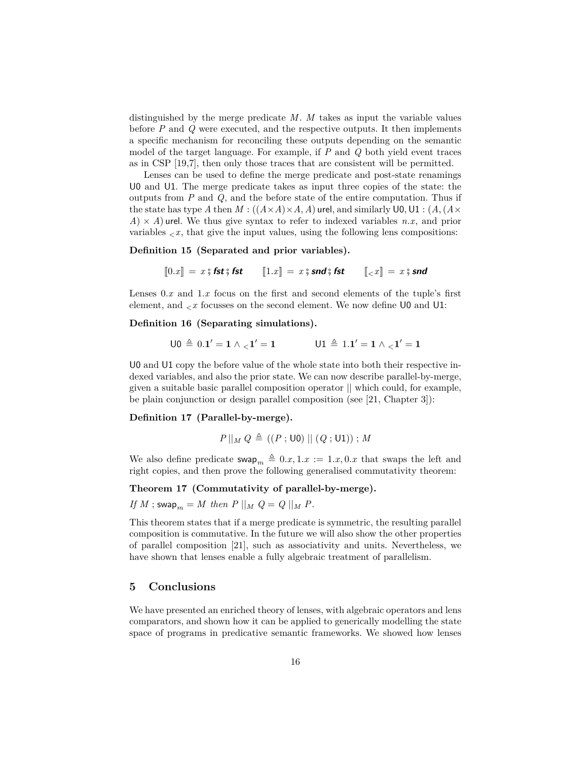distinguished by the merge predicate $M$. $M$ takes as input the variable values before $P$ and $Q$ were executed, and the respective outputs. It then implements a specific mechanism for reconciling these outputs depending on the semantic model of the target language. For example, if $P$ and $Q$ both yield event traces as in CSP [19,7], then only those traces that are consistent will be permitted.

Lenses can be used to define the merge predicate and post-state renamings $\mathsf{U0}$ and $\mathsf{U1}$. The merge predicate takes as input three copies of the state: the outputs from $P$ and $Q$, and the before state of the entire computation. Thus if the state has type $A$ then $M : ((A \times A) \times A, A)\,\mathsf{urel}$, and similarly $\mathsf{U0}, \mathsf{U1} : (A, (A \times A) \times A)\,\mathsf{urel}$. We thus give syntax to refer to indexed variables $n.x$, and prior variables ${}_{<}x$, that give the input values, using the following lens compositions:

**Definition 15 (Separated and prior variables).**

$$[\![0.x]\!] \,=\, x \,\mathbin{;}\, \textbf{\textsf{fst}} \,\mathbin{;}\, \textbf{\textsf{fst}} \qquad [\![1.x]\!] \,=\, x \,\mathbin{;}\, \textbf{\textsf{snd}} \,\mathbin{;}\, \textbf{\textsf{fst}} \qquad [\![{}_{<}x]\!] \,=\, x \,\mathbin{;}\, \textbf{\textsf{snd}}$$

Lenses $0.x$ and $1.x$ focus on the first and second elements of the tuple's first element, and ${}_{<}x$ focusses on the second element. We now define $\mathsf{U0}$ and $\mathsf{U1}$:

**Definition 16 (Separating simulations).**

$$\mathsf{U0} \triangleq 0.\mathbf{1}' = \mathbf{1} \wedge {}_{<}\mathbf{1}' = \mathbf{1} \qquad\qquad \mathsf{U1} \triangleq 1.\mathbf{1}' = \mathbf{1} \wedge {}_{<}\mathbf{1}' = \mathbf{1}$$

$\mathsf{U0}$ and $\mathsf{U1}$ copy the before value of the whole state into both their respective indexed variables, and also the prior state. We can now describe parallel-by-merge, given a suitable basic parallel composition operator $||$ which could, for example, be plain conjunction or design parallel composition (see [21, Chapter 3]):

**Definition 17 (Parallel-by-merge).**

$$P \,||_M\, Q \triangleq ((P \,;\, \mathsf{U0}) \,||\, (Q \,;\, \mathsf{U1}))\,;\, M$$

We also define predicate $\mathsf{swap}_m \triangleq 0.x, 1.x := 1.x, 0.x$ that swaps the left and right copies, and then prove the following generalised commutativity theorem:

**Theorem 17 (Commutativity of parallel-by-merge).**

*If* $M \,;\, \mathsf{swap}_m = M$ *then* $P \,||_M\, Q = Q \,||_M\, P$.

This theorem states that if a merge predicate is symmetric, the resulting parallel composition is commutative. In the future we will also show the other properties of parallel composition [21], such as associativity and units. Nevertheless, we have shown that lenses enable a fully algebraic treatment of parallelism.

## 5 Conclusions

We have presented an enriched theory of lenses, with algebraic operators and lens comparators, and shown how it can be applied to generically modelling the state space of programs in predicative semantic frameworks. We showed how lenses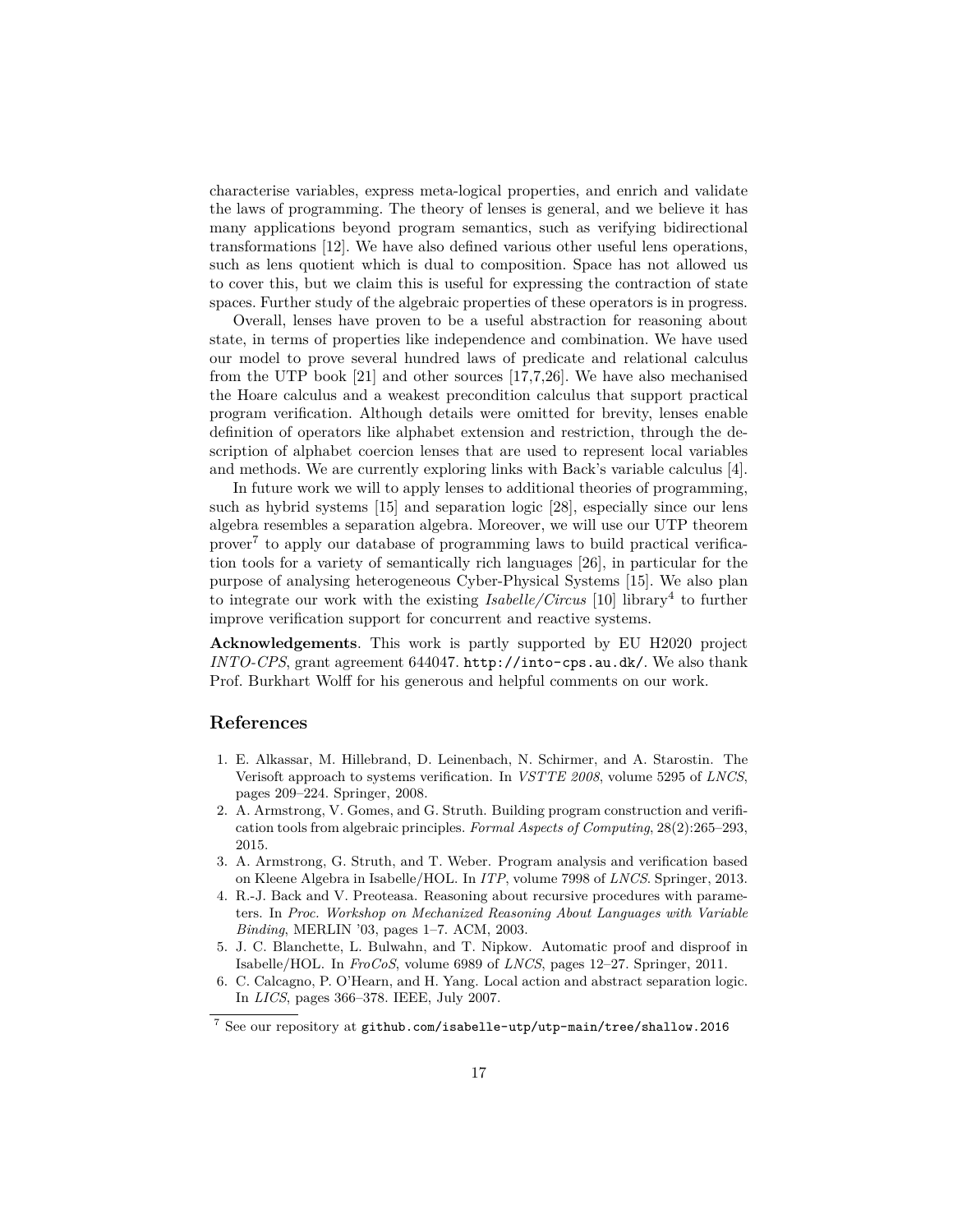characterise variables, express meta-logical properties, and enrich and validate the laws of programming. The theory of lenses is general, and we believe it has many applications beyond program semantics, such as verifying bidirectional transformations [12]. We have also defined various other useful lens operations, such as lens quotient which is dual to composition. Space has not allowed us to cover this, but we claim this is useful for expressing the contraction of state spaces. Further study of the algebraic properties of these operators is in progress.

Overall, lenses have proven to be a useful abstraction for reasoning about state, in terms of properties like independence and combination. We have used our model to prove several hundred laws of predicate and relational calculus from the UTP book [21] and other sources [17,7,26]. We have also mechanised the Hoare calculus and a weakest precondition calculus that support practical program verification. Although details were omitted for brevity, lenses enable definition of operators like alphabet extension and restriction, through the description of alphabet coercion lenses that are used to represent local variables and methods. We are currently exploring links with Back's variable calculus [4].

In future work we will to apply lenses to additional theories of programming, such as hybrid systems [15] and separation logic [28], especially since our lens algebra resembles a separation algebra. Moreover, we will use our UTP theorem prover[7] to apply our database of programming laws to build practical verification tools for a variety of semantically rich languages [26], in particular for the purpose of analysing heterogeneous Cyber-Physical Systems [15]. We also plan to integrate our work with the existing *Isabelle/Circus* [10] library[4] to further improve verification support for concurrent and reactive systems.

**Acknowledgements**. This work is partly supported by EU H2020 project *INTO-CPS*, grant agreement 644047. http://into-cps.au.dk/. We also thank Prof. Burkhart Wolff for his generous and helpful comments on our work.

## References

1. E. Alkassar, M. Hillebrand, D. Leinenbach, N. Schirmer, and A. Starostin. The Verisoft approach to systems verification. In *VSTTE 2008*, volume 5295 of *LNCS*, pages 209–224. Springer, 2008.
2. A. Armstrong, V. Gomes, and G. Struth. Building program construction and verification tools from algebraic principles. *Formal Aspects of Computing*, 28(2):265–293, 2015.
3. A. Armstrong, G. Struth, and T. Weber. Program analysis and verification based on Kleene Algebra in Isabelle/HOL. In *ITP*, volume 7998 of *LNCS*. Springer, 2013.
4. R.-J. Back and V. Preoteasa. Reasoning about recursive procedures with parameters. In *Proc. Workshop on Mechanized Reasoning About Languages with Variable Binding*, MERLIN '03, pages 1–7. ACM, 2003.
5. J. C. Blanchette, L. Bulwahn, and T. Nipkow. Automatic proof and disproof in Isabelle/HOL. In *FroCoS*, volume 6989 of *LNCS*, pages 12–27. Springer, 2011.
6. C. Calcagno, P. O'Hearn, and H. Yang. Local action and abstract separation logic. In *LICS*, pages 366–378. IEEE, July 2007.

[7] See our repository at github.com/isabelle-utp/utp-main/tree/shallow.2016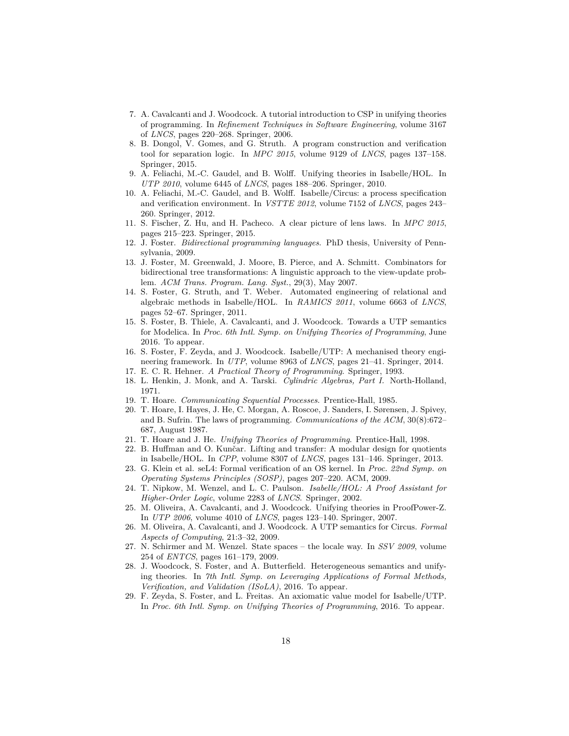7. A. Cavalcanti and J. Woodcock. A tutorial introduction to CSP in unifying theories of programming. In *Refinement Techniques in Software Engineering*, volume 3167 of *LNCS*, pages 220–268. Springer, 2006.
8. B. Dongol, V. Gomes, and G. Struth. A program construction and verification tool for separation logic. In *MPC 2015*, volume 9129 of *LNCS*, pages 137–158. Springer, 2015.
9. A. Feliachi, M.-C. Gaudel, and B. Wolff. Unifying theories in Isabelle/HOL. In *UTP 2010*, volume 6445 of *LNCS*, pages 188–206. Springer, 2010.
10. A. Feliachi, M.-C. Gaudel, and B. Wolff. Isabelle/Circus: a process specification and verification environment. In *VSTTE 2012*, volume 7152 of *LNCS*, pages 243–260. Springer, 2012.
11. S. Fischer, Z. Hu, and H. Pacheco. A clear picture of lens laws. In *MPC 2015*, pages 215–223. Springer, 2015.
12. J. Foster. *Bidirectional programming languages*. PhD thesis, University of Pennsylvania, 2009.
13. J. Foster, M. Greenwald, J. Moore, B. Pierce, and A. Schmitt. Combinators for bidirectional tree transformations: A linguistic approach to the view-update problem. *ACM Trans. Program. Lang. Syst.*, 29(3), May 2007.
14. S. Foster, G. Struth, and T. Weber. Automated engineering of relational and algebraic methods in Isabelle/HOL. In *RAMICS 2011*, volume 6663 of *LNCS*, pages 52–67. Springer, 2011.
15. S. Foster, B. Thiele, A. Cavalcanti, and J. Woodcock. Towards a UTP semantics for Modelica. In *Proc. 6th Intl. Symp. on Unifying Theories of Programming*, June 2016. To appear.
16. S. Foster, F. Zeyda, and J. Woodcock. Isabelle/UTP: A mechanised theory engineering framework. In *UTP*, volume 8963 of *LNCS*, pages 21–41. Springer, 2014.
17. E. C. R. Hehner. *A Practical Theory of Programming*. Springer, 1993.
18. L. Henkin, J. Monk, and A. Tarski. *Cylindric Algebras, Part I*. North-Holland, 1971.
19. T. Hoare. *Communicating Sequential Processes*. Prentice-Hall, 1985.
20. T. Hoare, I. Hayes, J. He, C. Morgan, A. Roscoe, J. Sanders, I. Sørensen, J. Spivey, and B. Sufrin. The laws of programming. *Communications of the ACM*, 30(8):672–687, August 1987.
21. T. Hoare and J. He. *Unifying Theories of Programming*. Prentice-Hall, 1998.
22. B. Huffman and O. Kunčar. Lifting and transfer: A modular design for quotients in Isabelle/HOL. In *CPP*, volume 8307 of *LNCS*, pages 131–146. Springer, 2013.
23. G. Klein et al. seL4: Formal verification of an OS kernel. In *Proc. 22nd Symp. on Operating Systems Principles (SOSP)*, pages 207–220. ACM, 2009.
24. T. Nipkow, M. Wenzel, and L. C. Paulson. *Isabelle/HOL: A Proof Assistant for Higher-Order Logic*, volume 2283 of *LNCS*. Springer, 2002.
25. M. Oliveira, A. Cavalcanti, and J. Woodcock. Unifying theories in ProofPower-Z. In *UTP 2006*, volume 4010 of *LNCS*, pages 123–140. Springer, 2007.
26. M. Oliveira, A. Cavalcanti, and J. Woodcock. A UTP semantics for Circus. *Formal Aspects of Computing*, 21:3–32, 2009.
27. N. Schirmer and M. Wenzel. State spaces – the locale way. In *SSV 2009*, volume 254 of *ENTCS*, pages 161–179, 2009.
28. J. Woodcock, S. Foster, and A. Butterfield. Heterogeneous semantics and unifying theories. In *7th Intl. Symp. on Leveraging Applications of Formal Methods, Verification, and Validation (ISoLA)*, 2016. To appear.
29. F. Zeyda, S. Foster, and L. Freitas. An axiomatic value model for Isabelle/UTP. In *Proc. 6th Intl. Symp. on Unifying Theories of Programming*, 2016. To appear.